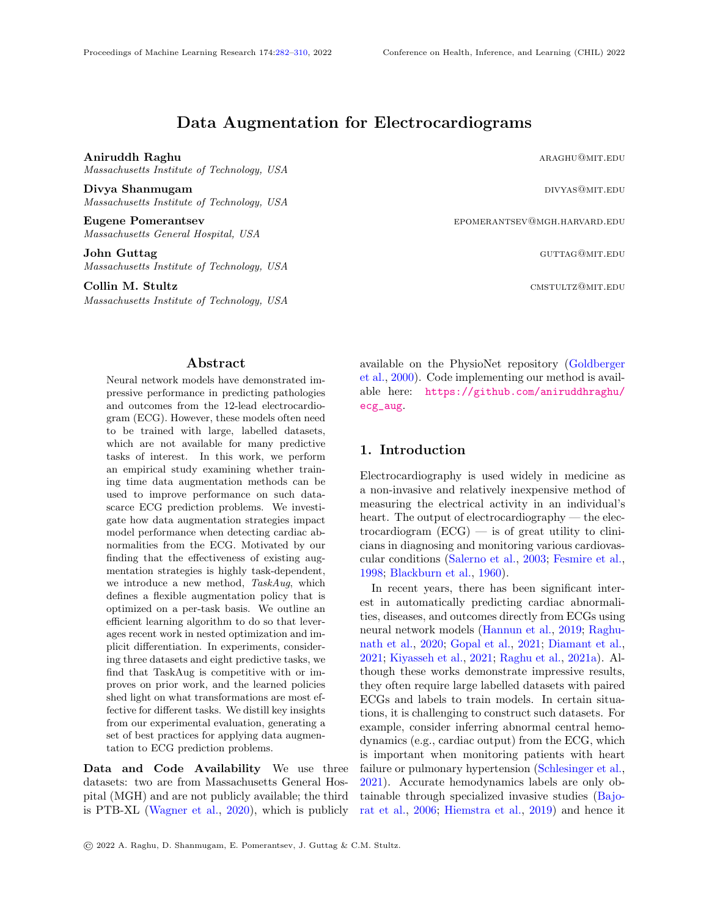# Data Augmentation for Electrocardiograms

**Aniruddh Raghu** ARAGHU@MIT.EDU
*Massachusetts Institute of Technology, USA*

**Divya Shanmugam** DIVYAS@MIT.EDU
*Massachusetts Institute of Technology, USA*

**Eugene Pomerantsev** EPOMERANTSEV@MGH.HARVARD.EDU
*Massachusetts General Hospital, USA*

**John Guttag** GUTTAG@MIT.EDU
*Massachusetts Institute of Technology, USA*

**Collin M. Stultz** CMSTULTZ@MIT.EDU
*Massachusetts Institute of Technology, USA*

## Abstract

Neural network models have demonstrated impressive performance in predicting pathologies and outcomes from the 12-lead electrocardiogram (ECG). However, these models often need to be trained with large, labelled datasets, which are not available for many predictive tasks of interest. In this work, we perform an empirical study examining whether training time data augmentation methods can be used to improve performance on such data-scarce ECG prediction problems. We investigate how data augmentation strategies impact model performance when detecting cardiac abnormalities from the ECG. Motivated by our finding that the effectiveness of existing augmentation strategies is highly task-dependent, we introduce a new method, *TaskAug*, which defines a flexible augmentation policy that is optimized on a per-task basis. We outline an efficient learning algorithm to do so that leverages recent work in nested optimization and implicit differentiation. In experiments, considering three datasets and eight predictive tasks, we find that TaskAug is competitive with or improves on prior work, and the learned policies shed light on what transformations are most effective for different tasks. We distill key insights from our experimental evaluation, generating a set of best practices for applying data augmentation to ECG prediction problems.

**Data and Code Availability** We use three datasets: two are from Massachusetts General Hospital (MGH) and are not publicly available; the third is PTB-XL (Wagner et al., 2020), which is publicly available on the PhysioNet repository (Goldberger et al., 2000). Code implementing our method is available here: https://github.com/aniruddhraghu/ecg_aug.

## 1. Introduction

Electrocardiography is used widely in medicine as a non-invasive and relatively inexpensive method of measuring the electrical activity in an individual's heart. The output of electrocardiography — the electrocardiogram (ECG) — is of great utility to clinicians in diagnosing and monitoring various cardiovascular conditions (Salerno et al., 2003; Fesmire et al., 1998; Blackburn et al., 1960).

In recent years, there has been significant interest in automatically predicting cardiac abnormalities, diseases, and outcomes directly from ECGs using neural network models (Hannun et al., 2019; Raghunath et al., 2020; Gopal et al., 2021; Diamant et al., 2021; Kiyasseh et al., 2021; Raghu et al., 2021a). Although these works demonstrate impressive results, they often require large labelled datasets with paired ECGs and labels to train models. In certain situations, it is challenging to construct such datasets. For example, consider inferring abnormal central hemodynamics (e.g., cardiac output) from the ECG, which is important when monitoring patients with heart failure or pulmonary hypertension (Schlesinger et al., 2021). Accurate hemodynamics labels are only obtainable through specialized invasive studies (Bajorat et al., 2006; Hiemstra et al., 2019) and hence it

© 2022 A. Raghu, D. Shanmugam, E. Pomerantsev, J. Guttag & C.M. Stultz.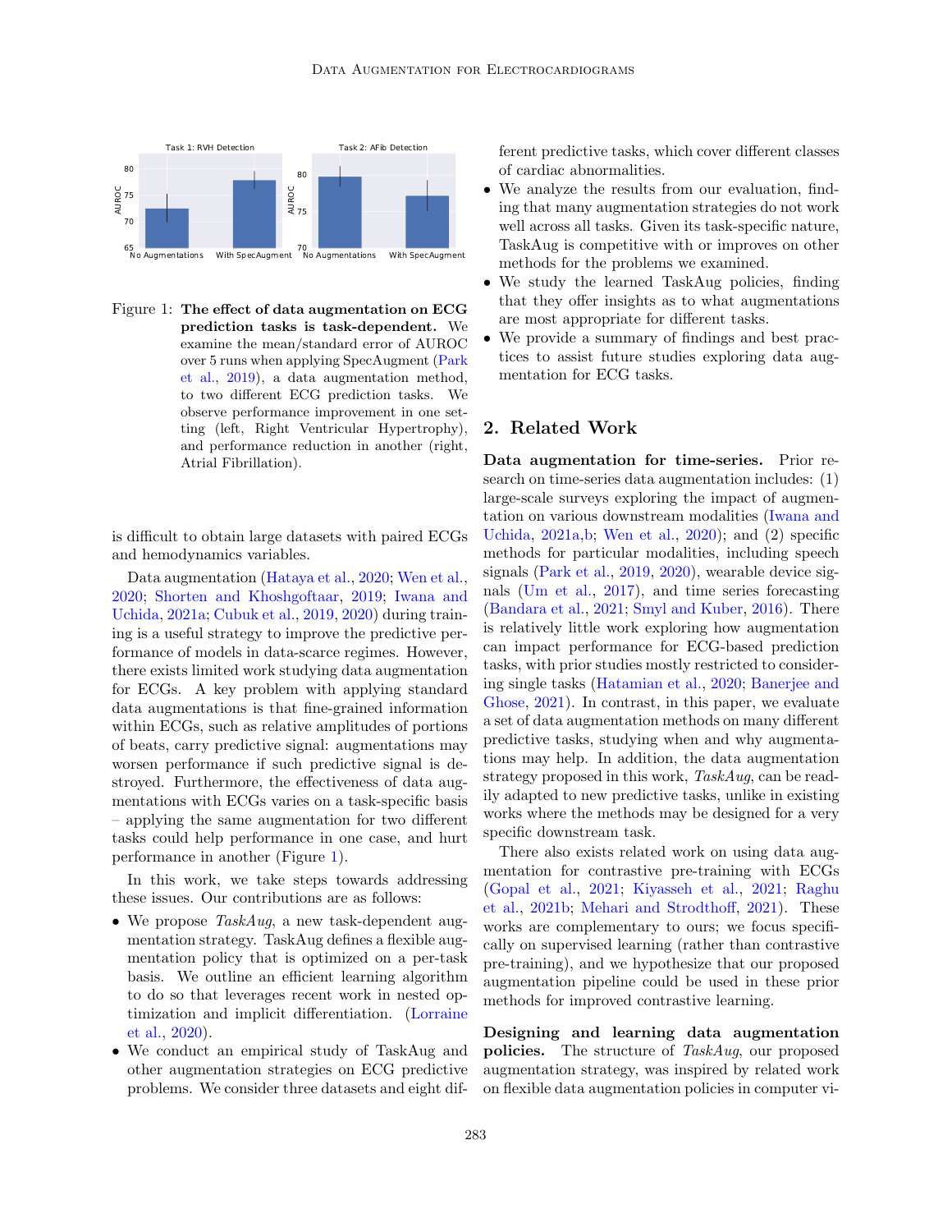Figure 1: **The effect of data augmentation on ECG prediction tasks is task-dependent.** We examine the mean/standard error of AUROC over 5 runs when applying SpecAugment (Park et al., 2019), a data augmentation method, to two different ECG prediction tasks. We observe performance improvement in one setting (left, Right Ventricular Hypertrophy), and performance reduction in another (right, Atrial Fibrillation).

is difficult to obtain large datasets with paired ECGs and hemodynamics variables.

Data augmentation (Hataya et al., 2020; Wen et al., 2020; Shorten and Khoshgoftaar, 2019; Iwana and Uchida, 2021a; Cubuk et al., 2019, 2020) during training is a useful strategy to improve the predictive performance of models in data-scarce regimes. However, there exists limited work studying data augmentation for ECGs. A key problem with applying standard data augmentations is that fine-grained information within ECGs, such as relative amplitudes of portions of beats, carry predictive signal: augmentations may worsen performance if such predictive signal is destroyed. Furthermore, the effectiveness of data augmentations with ECGs varies on a task-specific basis – applying the same augmentation for two different tasks could help performance in one case, and hurt performance in another (Figure 1).

In this work, we take steps towards addressing these issues. Our contributions are as follows:

- We propose *TaskAug*, a new task-dependent augmentation strategy. TaskAug defines a flexible augmentation policy that is optimized on a per-task basis. We outline an efficient learning algorithm to do so that leverages recent work in nested optimization and implicit differentiation. (Lorraine et al., 2020).
- We conduct an empirical study of TaskAug and other augmentation strategies on ECG predictive problems. We consider three datasets and eight different predictive tasks, which cover different classes of cardiac abnormalities.
- We analyze the results from our evaluation, finding that many augmentation strategies do not work well across all tasks. Given its task-specific nature, TaskAug is competitive with or improves on other methods for the problems we examined.
- We study the learned TaskAug policies, finding that they offer insights as to what augmentations are most appropriate for different tasks.
- We provide a summary of findings and best practices to assist future studies exploring data augmentation for ECG tasks.

## 2. Related Work

**Data augmentation for time-series.** Prior research on time-series data augmentation includes: (1) large-scale surveys exploring the impact of augmentation on various downstream modalities (Iwana and Uchida, 2021a,b; Wen et al., 2020); and (2) specific methods for particular modalities, including speech signals (Park et al., 2019, 2020), wearable device signals (Um et al., 2017), and time series forecasting (Bandara et al., 2021; Smyl and Kuber, 2016). There is relatively little work exploring how augmentation can impact performance for ECG-based prediction tasks, with prior studies mostly restricted to considering single tasks (Hatamian et al., 2020; Banerjee and Ghose, 2021). In contrast, in this paper, we evaluate a set of data augmentation methods on many different predictive tasks, studying when and why augmentations may help. In addition, the data augmentation strategy proposed in this work, *TaskAug*, can be readily adapted to new predictive tasks, unlike in existing works where the methods may be designed for a very specific downstream task.

There also exists related work on using data augmentation for contrastive pre-training with ECGs (Gopal et al., 2021; Kiyasseh et al., 2021; Raghu et al., 2021b; Mehari and Strodthoff, 2021). These works are complementary to ours; we focus specifically on supervised learning (rather than contrastive pre-training), and we hypothesize that our proposed augmentation pipeline could be used in these prior methods for improved contrastive learning.

**Designing and learning data augmentation policies.** The structure of *TaskAug*, our proposed augmentation strategy, was inspired by related work on flexible data augmentation policies in computer vi-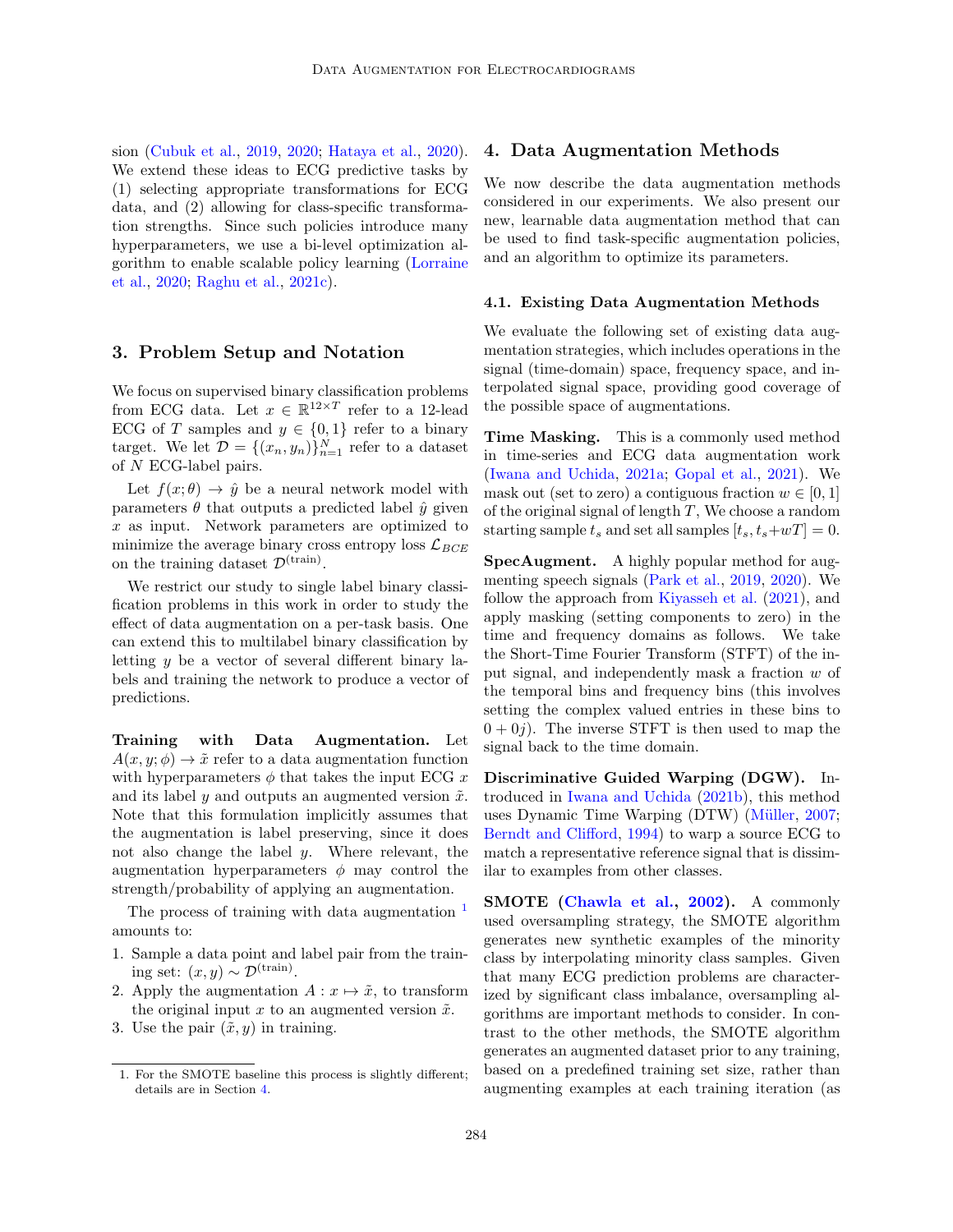sion (Cubuk et al., 2019, 2020; Hataya et al., 2020). We extend these ideas to ECG predictive tasks by (1) selecting appropriate transformations for ECG data, and (2) allowing for class-specific transformation strengths. Since such policies introduce many hyperparameters, we use a bi-level optimization algorithm to enable scalable policy learning (Lorraine et al., 2020; Raghu et al., 2021c).

## 3. Problem Setup and Notation

We focus on supervised binary classification problems from ECG data. Let $x \in \mathbb{R}^{12 \times T}$ refer to a 12-lead ECG of $T$ samples and $y \in \{0, 1\}$ refer to a binary target. We let $\mathcal{D} = \{(x_n, y_n)\}_{n=1}^{N}$ refer to a dataset of $N$ ECG-label pairs.

Let $f(x; \theta) \to \hat{y}$ be a neural network model with parameters $\theta$ that outputs a predicted label $\hat{y}$ given $x$ as input. Network parameters are optimized to minimize the average binary cross entropy loss $\mathcal{L}_{BCE}$ on the training dataset $\mathcal{D}^{(\text{train})}$.

We restrict our study to single label binary classification problems in this work in order to study the effect of data augmentation on a per-task basis. One can extend this to multilabel binary classification by letting $y$ be a vector of several different binary labels and training the network to produce a vector of predictions.

**Training with Data Augmentation.** Let $A(x, y; \phi) \to \tilde{x}$ refer to a data augmentation function with hyperparameters $\phi$ that takes the input ECG $x$ and its label $y$ and outputs an augmented version $\tilde{x}$. Note that this formulation implicitly assumes that the augmentation is label preserving, since it does not also change the label $y$. Where relevant, the augmentation hyperparameters $\phi$ may control the strength/probability of applying an augmentation.

The process of training with data augmentation [1] amounts to:

1. Sample a data point and label pair from the training set: $(x, y) \sim \mathcal{D}^{(\text{train})}$.
2. Apply the augmentation $A : x \mapsto \tilde{x}$, to transform the original input $x$ to an augmented version $\tilde{x}$.
3. Use the pair $(\tilde{x}, y)$ in training.

1. For the SMOTE baseline this process is slightly different; details are in Section 4.

## 4. Data Augmentation Methods

We now describe the data augmentation methods considered in our experiments. We also present our new, learnable data augmentation method that can be used to find task-specific augmentation policies, and an algorithm to optimize its parameters.

### 4.1. Existing Data Augmentation Methods

We evaluate the following set of existing data augmentation strategies, which includes operations in the signal (time-domain) space, frequency space, and interpolated signal space, providing good coverage of the possible space of augmentations.

**Time Masking.** This is a commonly used method in time-series and ECG data augmentation work (Iwana and Uchida, 2021a; Gopal et al., 2021). We mask out (set to zero) a contiguous fraction $w \in [0, 1]$ of the original signal of length $T$, We choose a random starting sample $t_s$ and set all samples $[t_s, t_s + wT] = 0$.

**SpecAugment.** A highly popular method for augmenting speech signals (Park et al., 2019, 2020). We follow the approach from Kiyasseh et al. (2021), and apply masking (setting components to zero) in the time and frequency domains as follows. We take the Short-Time Fourier Transform (STFT) of the input signal, and independently mask a fraction $w$ of the temporal bins and frequency bins (this involves setting the complex valued entries in these bins to $0 + 0j$). The inverse STFT is then used to map the signal back to the time domain.

**Discriminative Guided Warping (DGW).** Introduced in Iwana and Uchida (2021b), this method uses Dynamic Time Warping (DTW) (Müller, 2007; Berndt and Clifford, 1994) to warp a source ECG to match a representative reference signal that is dissimilar to examples from other classes.

**SMOTE (Chawla et al., 2002).** A commonly used oversampling strategy, the SMOTE algorithm generates new synthetic examples of the minority class by interpolating minority class samples. Given that many ECG prediction problems are characterized by significant class imbalance, oversampling algorithms are important methods to consider. In contrast to the other methods, the SMOTE algorithm generates an augmented dataset prior to any training, based on a predefined training set size, rather than augmenting examples at each training iteration (as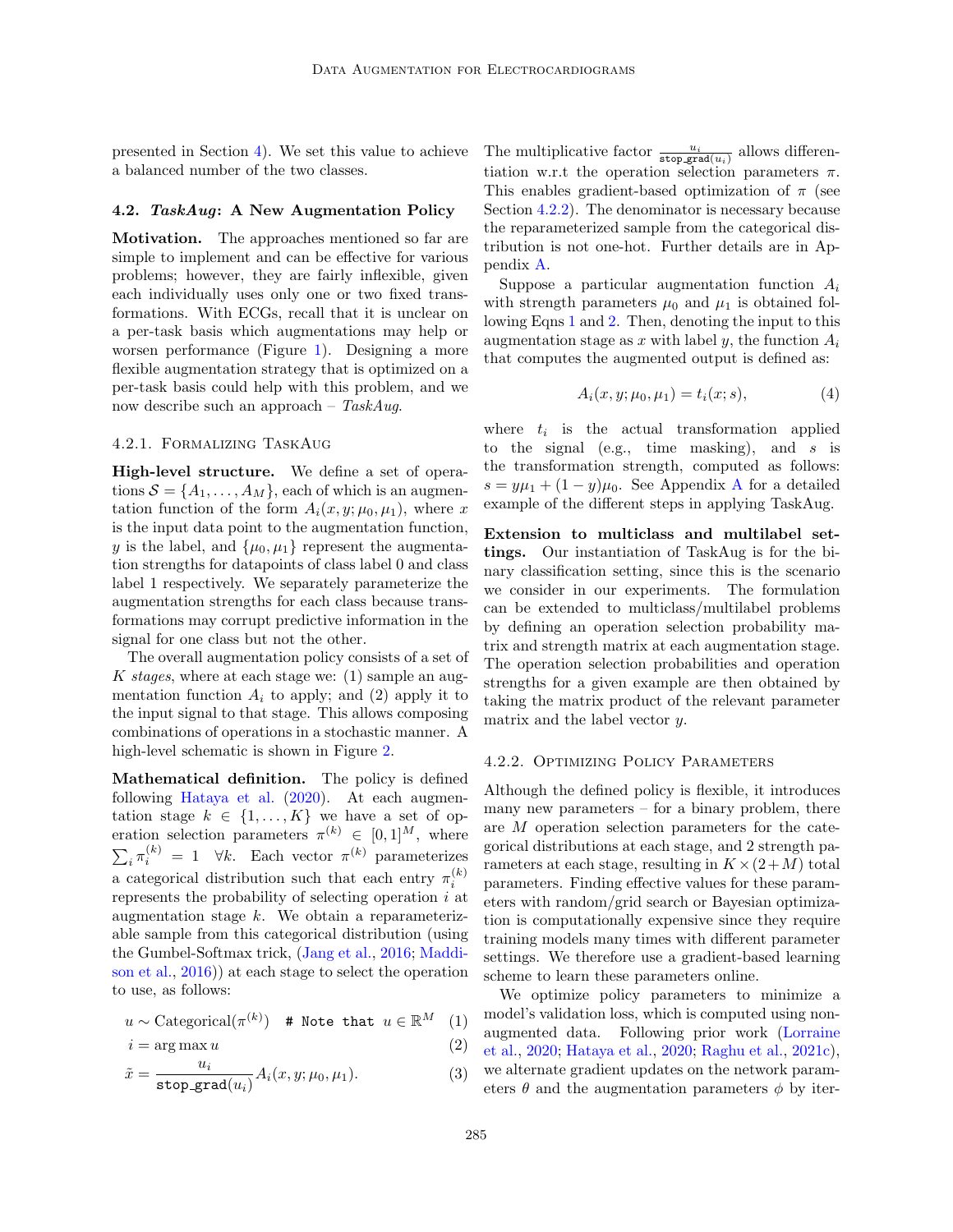presented in Section 4). We set this value to achieve a balanced number of the two classes.

### 4.2. *TaskAug*: A New Augmentation Policy

**Motivation.** The approaches mentioned so far are simple to implement and can be effective for various problems; however, they are fairly inflexible, given each individually uses only one or two fixed transformations. With ECGs, recall that it is unclear on a per-task basis which augmentations may help or worsen performance (Figure 1). Designing a more flexible augmentation strategy that is optimized on a per-task basis could help with this problem, and we now describe such an approach – *TaskAug*.

#### 4.2.1. Formalizing TaskAug

**High-level structure.** We define a set of operations $\mathcal{S} = \{A_1, \ldots, A_M\}$, each of which is an augmentation function of the form $A_i(x, y; \mu_0, \mu_1)$, where $x$ is the input data point to the augmentation function, $y$ is the label, and $\{\mu_0, \mu_1\}$ represent the augmentation strengths for datapoints of class label 0 and class label 1 respectively. We separately parameterize the augmentation strengths for each class because transformations may corrupt predictive information in the signal for one class but not the other.

The overall augmentation policy consists of a set of $K$ *stages*, where at each stage we: (1) sample an augmentation function $A_i$ to apply; and (2) apply it to the input signal to that stage. This allows composing combinations of operations in a stochastic manner. A high-level schematic is shown in Figure 2.

**Mathematical definition.** The policy is defined following Hataya et al. (2020). At each augmentation stage $k \in \{1, \ldots, K\}$ we have a set of operation selection parameters $\pi^{(k)} \in [0, 1]^M$, where $\sum_i \pi_i^{(k)} = 1 \quad \forall k$. Each vector $\pi^{(k)}$ parameterizes a categorical distribution such that each entry $\pi_i^{(k)}$ represents the probability of selecting operation $i$ at augmentation stage $k$. We obtain a reparameterizable sample from this categorical distribution (using the Gumbel-Softmax trick, (Jang et al., 2016; Maddison et al., 2016)) at each stage to select the operation to use, as follows:

$$u \sim \text{Categorical}(\pi^{(k)}) \quad \texttt{\# Note that } u \in \mathbb{R}^M \tag{1}$$

$$i = \arg\max u \tag{2}$$

$$\tilde{x} = \frac{u_i}{\texttt{stop\_grad}(u_i)} A_i(x, y; \mu_0, \mu_1). \tag{3}$$

The multiplicative factor $\frac{u_i}{\texttt{stop\_grad}(u_i)}$ allows differentiation w.r.t the operation selection parameters $\pi$. This enables gradient-based optimization of $\pi$ (see Section 4.2.2). The denominator is necessary because the reparameterized sample from the categorical distribution is not one-hot. Further details are in Appendix A.

Suppose a particular augmentation function $A_i$ with strength parameters $\mu_0$ and $\mu_1$ is obtained following Eqns 1 and 2. Then, denoting the input to this augmentation stage as $x$ with label $y$, the function $A_i$ that computes the augmented output is defined as:

$$A_i(x, y; \mu_0, \mu_1) = t_i(x; s), \tag{4}$$

where $t_i$ is the actual transformation applied to the signal (e.g., time masking), and $s$ is the transformation strength, computed as follows: $s = y\mu_1 + (1 - y)\mu_0$. See Appendix A for a detailed example of the different steps in applying TaskAug.

**Extension to multiclass and multilabel settings.** Our instantiation of TaskAug is for the binary classification setting, since this is the scenario we consider in our experiments. The formulation can be extended to multiclass/multilabel problems by defining an operation selection probability matrix and strength matrix at each augmentation stage. The operation selection probabilities and operation strengths for a given example are then obtained by taking the matrix product of the relevant parameter matrix and the label vector $y$.

#### 4.2.2. Optimizing Policy Parameters

Although the defined policy is flexible, it introduces many new parameters – for a binary problem, there are $M$ operation selection parameters for the categorical distributions at each stage, and 2 strength parameters at each stage, resulting in $K \times (2 + M)$ total parameters. Finding effective values for these parameters with random/grid search or Bayesian optimization is computationally expensive since they require training models many times with different parameter settings. We therefore use a gradient-based learning scheme to learn these parameters online.

We optimize policy parameters to minimize a model's validation loss, which is computed using non-augmented data. Following prior work (Lorraine et al., 2020; Hataya et al., 2020; Raghu et al., 2021c), we alternate gradient updates on the network parameters $\theta$ and the augmentation parameters $\phi$ by iter-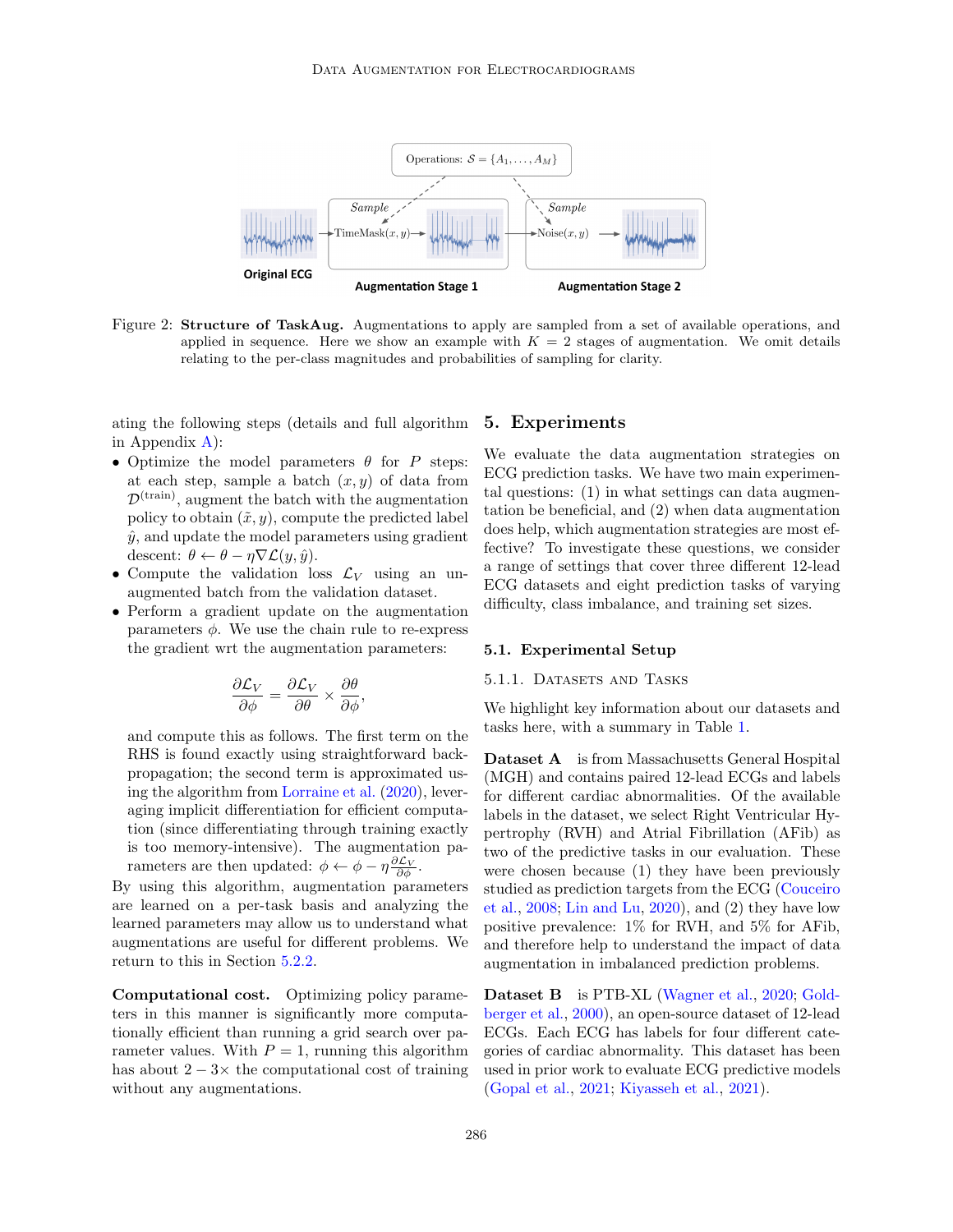Figure 2: **Structure of TaskAug.** Augmentations to apply are sampled from a set of available operations, and applied in sequence. Here we show an example with $K = 2$ stages of augmentation. We omit details relating to the per-class magnitudes and probabilities of sampling for clarity.

ating the following steps (details and full algorithm in Appendix A):

- Optimize the model parameters $\theta$ for $P$ steps: at each step, sample a batch $(x, y)$ of data from $\mathcal{D}^{(\text{train})}$, augment the batch with the augmentation policy to obtain $(\tilde{x}, y)$, compute the predicted label $\hat{y}$, and update the model parameters using gradient descent: $\theta \leftarrow \theta - \eta \nabla \mathcal{L}(y, \hat{y})$.
- Compute the validation loss $\mathcal{L}_V$ using an unaugmented batch from the validation dataset.
- Perform a gradient update on the augmentation parameters $\phi$. We use the chain rule to re-express the gradient wrt the augmentation parameters:

$$\frac{\partial \mathcal{L}_V}{\partial \phi} = \frac{\partial \mathcal{L}_V}{\partial \theta} \times \frac{\partial \theta}{\partial \phi},$$

  and compute this as follows. The first term on the RHS is found exactly using straightforward backpropagation; the second term is approximated using the algorithm from Lorraine et al. (2020), leveraging implicit differentiation for efficient computation (since differentiating through training exactly is too memory-intensive). The augmentation parameters are then updated: $\phi \leftarrow \phi - \eta \frac{\partial \mathcal{L}_V}{\partial \phi}$.

By using this algorithm, augmentation parameters are learned on a per-task basis and analyzing the learned parameters may allow us to understand what augmentations are useful for different problems. We return to this in Section 5.2.2.

**Computational cost.** Optimizing policy parameters in this manner is significantly more computationally efficient than running a grid search over parameter values. With $P = 1$, running this algorithm has about $2 - 3\times$ the computational cost of training without any augmentations.

## 5. Experiments

We evaluate the data augmentation strategies on ECG prediction tasks. We have two main experimental questions: (1) in what settings can data augmentation be beneficial, and (2) when data augmentation does help, which augmentation strategies are most effective? To investigate these questions, we consider a range of settings that cover three different 12-lead ECG datasets and eight prediction tasks of varying difficulty, class imbalance, and training set sizes.

### 5.1. Experimental Setup

#### 5.1.1. Datasets and Tasks

We highlight key information about our datasets and tasks here, with a summary in Table 1.

**Dataset A** is from Massachusetts General Hospital (MGH) and contains paired 12-lead ECGs and labels for different cardiac abnormalities. Of the available labels in the dataset, we select Right Ventricular Hypertrophy (RVH) and Atrial Fibrillation (AFib) as two of the predictive tasks in our evaluation. These were chosen because (1) they have been previously studied as prediction targets from the ECG (Couceiro et al., 2008; Lin and Lu, 2020), and (2) they have low positive prevalence: 1% for RVH, and 5% for AFib, and therefore help to understand the impact of data augmentation in imbalanced prediction problems.

**Dataset B** is PTB-XL (Wagner et al., 2020; Goldberger et al., 2000), an open-source dataset of 12-lead ECGs. Each ECG has labels for four different categories of cardiac abnormality. This dataset has been used in prior work to evaluate ECG predictive models (Gopal et al., 2021; Kiyasseh et al., 2021).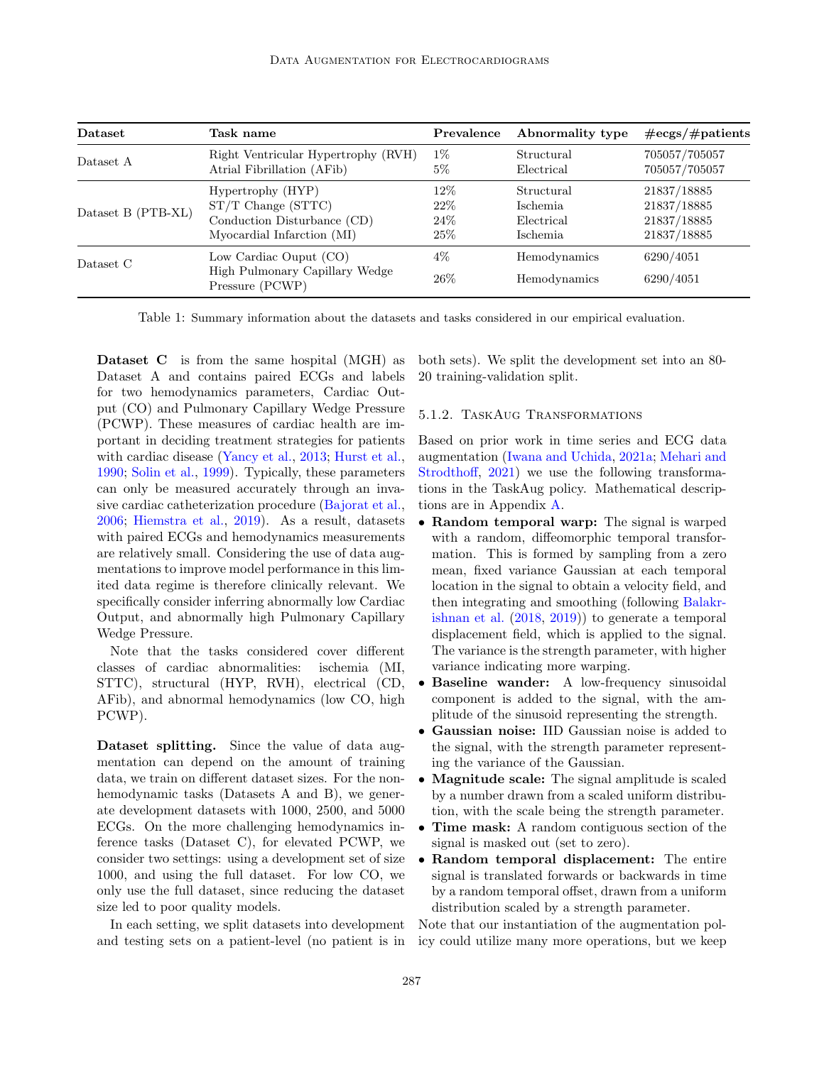| Dataset | Task name | Prevalence | Abnormality type | #ecgs/#patients |
|---|---|---|---|---|
| Dataset A | Right Ventricular Hypertrophy (RVH) | 1% | Structural | 705057/705057 |
| | Atrial Fibrillation (AFib) | 5% | Electrical | 705057/705057 |
| Dataset B (PTB-XL) | Hypertrophy (HYP) | 12% | Structural | 21837/18885 |
| | ST/T Change (STTC) | 22% | Ischemia | 21837/18885 |
| | Conduction Disturbance (CD) | 24% | Electrical | 21837/18885 |
| | Myocardial Infarction (MI) | 25% | Ischemia | 21837/18885 |
| Dataset C | Low Cardiac Ouput (CO) | 4% | Hemodynamics | 6290/4051 |
| | High Pulmonary Capillary Wedge Pressure (PCWP) | 26% | Hemodynamics | 6290/4051 |

Table 1: Summary information about the datasets and tasks considered in our empirical evaluation.

**Dataset C** is from the same hospital (MGH) as Dataset A and contains paired ECGs and labels for two hemodynamics parameters, Cardiac Output (CO) and Pulmonary Capillary Wedge Pressure (PCWP). These measures of cardiac health are important in deciding treatment strategies for patients with cardiac disease (Yancy et al., 2013; Hurst et al., 1990; Solin et al., 1999). Typically, these parameters can only be measured accurately through an invasive cardiac catheterization procedure (Bajorat et al., 2006; Hiemstra et al., 2019). As a result, datasets with paired ECGs and hemodynamics measurements are relatively small. Considering the use of data augmentations to improve model performance in this limited data regime is therefore clinically relevant. We specifically consider inferring abnormally low Cardiac Output, and abnormally high Pulmonary Capillary Wedge Pressure.

Note that the tasks considered cover different classes of cardiac abnormalities: ischemia (MI, STTC), structural (HYP, RVH), electrical (CD, AFib), and abnormal hemodynamics (low CO, high PCWP).

**Dataset splitting.** Since the value of data augmentation can depend on the amount of training data, we train on different dataset sizes. For the non-hemodynamic tasks (Datasets A and B), we generate development datasets with 1000, 2500, and 5000 ECGs. On the more challenging hemodynamics inference tasks (Dataset C), for elevated PCWP, we consider two settings: using a development set of size 1000, and using the full dataset. For low CO, we only use the full dataset, since reducing the dataset size led to poor quality models.

In each setting, we split datasets into development and testing sets on a patient-level (no patient is in both sets). We split the development set into an 80-20 training-validation split.

#### 5.1.2. TaskAug Transformations

Based on prior work in time series and ECG data augmentation (Iwana and Uchida, 2021a; Mehari and Strodthoff, 2021) we use the following transformations in the TaskAug policy. Mathematical descriptions are in Appendix A.

- **Random temporal warp:** The signal is warped with a random, diffeomorphic temporal transformation. This is formed by sampling from a zero mean, fixed variance Gaussian at each temporal location in the signal to obtain a velocity field, and then integrating and smoothing (following Balakrishnan et al. (2018, 2019)) to generate a temporal displacement field, which is applied to the signal. The variance is the strength parameter, with higher variance indicating more warping.
- **Baseline wander:** A low-frequency sinusoidal component is added to the signal, with the amplitude of the sinusoid representing the strength.
- **Gaussian noise:** IID Gaussian noise is added to the signal, with the strength parameter representing the variance of the Gaussian.
- **Magnitude scale:** The signal amplitude is scaled by a number drawn from a scaled uniform distribution, with the scale being the strength parameter.
- **Time mask:** A random contiguous section of the signal is masked out (set to zero).
- **Random temporal displacement:** The entire signal is translated forwards or backwards in time by a random temporal offset, drawn from a uniform distribution scaled by a strength parameter.

Note that our instantiation of the augmentation policy could utilize many more operations, but we keep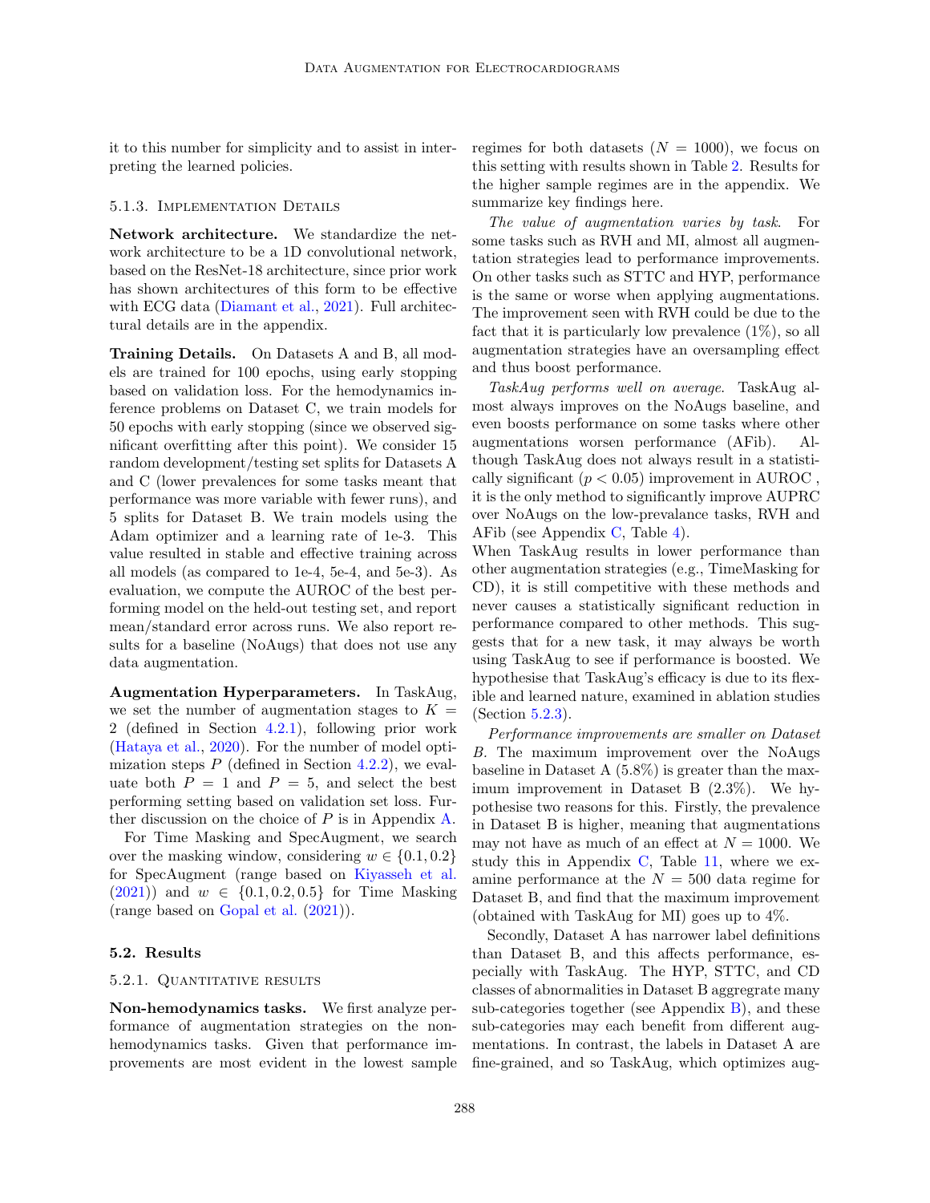it to this number for simplicity and to assist in interpreting the learned policies.

#### 5.1.3. Implementation Details

**Network architecture.** We standardize the network architecture to be a 1D convolutional network, based on the ResNet-18 architecture, since prior work has shown architectures of this form to be effective with ECG data (Diamant et al., 2021). Full architectural details are in the appendix.

**Training Details.** On Datasets A and B, all models are trained for 100 epochs, using early stopping based on validation loss. For the hemodynamics inference problems on Dataset C, we train models for 50 epochs with early stopping (since we observed significant overfitting after this point). We consider 15 random development/testing set splits for Datasets A and C (lower prevalences for some tasks meant that performance was more variable with fewer runs), and 5 splits for Dataset B. We train models using the Adam optimizer and a learning rate of 1e-3. This value resulted in stable and effective training across all models (as compared to 1e-4, 5e-4, and 5e-3). As evaluation, we compute the AUROC of the best performing model on the held-out testing set, and report mean/standard error across runs. We also report results for a baseline (NoAugs) that does not use any data augmentation.

**Augmentation Hyperparameters.** In TaskAug, we set the number of augmentation stages to $K = 2$ (defined in Section 4.2.1), following prior work (Hataya et al., 2020). For the number of model optimization steps $P$ (defined in Section 4.2.2), we evaluate both $P = 1$ and $P = 5$, and select the best performing setting based on validation set loss. Further discussion on the choice of $P$ is in Appendix A.

For Time Masking and SpecAugment, we search over the masking window, considering $w \in \{0.1, 0.2\}$ for SpecAugment (range based on Kiyasseh et al. (2021)) and $w \in \{0.1, 0.2, 0.5\}$ for Time Masking (range based on Gopal et al. (2021)).

### 5.2. Results

#### 5.2.1. Quantitative results

**Non-hemodynamics tasks.** We first analyze performance of augmentation strategies on the non-hemodynamics tasks. Given that performance improvements are most evident in the lowest sample regimes for both datasets ($N = 1000$), we focus on this setting with results shown in Table 2. Results for the higher sample regimes are in the appendix. We summarize key findings here.

*The value of augmentation varies by task.* For some tasks such as RVH and MI, almost all augmentation strategies lead to performance improvements. On other tasks such as STTC and HYP, performance is the same or worse when applying augmentations. The improvement seen with RVH could be due to the fact that it is particularly low prevalence (1%), so all augmentation strategies have an oversampling effect and thus boost performance.

*TaskAug performs well on average.* TaskAug almost always improves on the NoAugs baseline, and even boosts performance on some tasks where other augmentations worsen performance (AFib). Although TaskAug does not always result in a statistically significant ($p < 0.05$) improvement in AUROC , it is the only method to significantly improve AUPRC over NoAugs on the low-prevalance tasks, RVH and AFib (see Appendix C, Table 4).
When TaskAug results in lower performance than other augmentation strategies (e.g., TimeMasking for CD), it is still competitive with these methods and never causes a statistically significant reduction in performance compared to other methods. This suggests that for a new task, it may always be worth using TaskAug to see if performance is boosted. We hypothesise that TaskAug's efficacy is due to its flexible and learned nature, examined in ablation studies (Section 5.2.3).

*Performance improvements are smaller on Dataset B.* The maximum improvement over the NoAugs baseline in Dataset A (5.8%) is greater than the maximum improvement in Dataset B (2.3%). We hypothesise two reasons for this. Firstly, the prevalence in Dataset B is higher, meaning that augmentations may not have as much of an effect at $N = 1000$. We study this in Appendix C, Table 11, where we examine performance at the $N = 500$ data regime for Dataset B, and find that the maximum improvement (obtained with TaskAug for MI) goes up to 4%.

Secondly, Dataset A has narrower label definitions than Dataset B, and this affects performance, especially with TaskAug. The HYP, STTC, and CD classes of abnormalities in Dataset B aggregrate many sub-categories together (see Appendix B), and these sub-categories may each benefit from different augmentations. In contrast, the labels in Dataset A are fine-grained, and so TaskAug, which optimizes aug-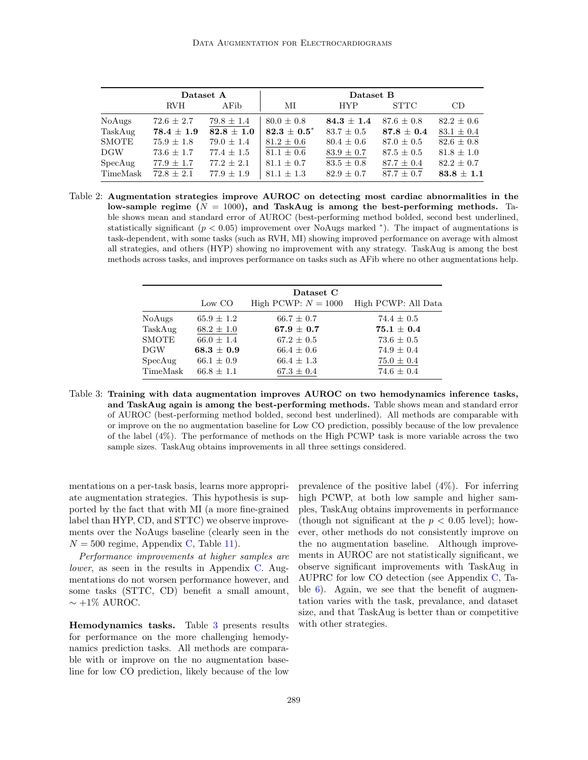| | Dataset A | | Dataset B | | | |
|---|---|---|---|---|---|---|
| | RVH | AFib | MI | HYP | STTC | CD |
| NoAugs | 72.6 ± 2.7 | 79.8 ± 1.4 | 80.0 ± 0.8 | **84.3 ± 1.4** | 87.6 ± 0.8 | 82.2 ± 0.6 |
| TaskAug | **78.4 ± 1.9** | **82.8 ± 1.0** | **82.3 ± 0.5***  | 83.7 ± 0.5 | **87.8 ± 0.4** | 83.1 ± 0.4 |
| SMOTE | 75.9 ± 1.8 | 79.0 ± 1.4 | 81.2 ± 0.6 | 80.4 ± 0.6 | 87.0 ± 0.5 | 82.6 ± 0.8 |
| DGW | 73.6 ± 1.7 | 77.4 ± 1.5 | 81.1 ± 0.6 | 83.9 ± 0.7 | 87.5 ± 0.5 | 81.8 ± 1.0 |
| SpecAug | 77.9 ± 1.7 | 77.2 ± 2.1 | 81.1 ± 0.7 | 83.5 ± 0.8 | 87.7 ± 0.4 | 82.2 ± 0.7 |
| TimeMask | 72.8 ± 2.1 | 77.9 ± 1.9 | 81.1 ± 1.3 | 82.9 ± 0.7 | 87.7 ± 0.7 | **83.8 ± 1.1** |

Table 2: **Augmentation strategies improve AUROC on detecting most cardiac abnormalities in the low-sample regime ($N = 1000$), and TaskAug is among the best-performing methods.** Table shows mean and standard error of AUROC (best-performing method bolded, second best underlined, statistically significant ($p < 0.05$) improvement over NoAugs marked *). The impact of augmentations is task-dependent, with some tasks (such as RVH, MI) showing improved performance on average with almost all strategies, and others (HYP) showing no improvement with any strategy. TaskAug is among the best methods across tasks, and improves performance on tasks such as AFib where no other augmentations help.

| | Dataset C | | |
|---|---|---|---|
| | Low CO | High PCWP: $N = 1000$ | High PCWP: All Data |
| NoAugs | 65.9 ± 1.2 | 66.7 ± 0.7 | 74.4 ± 0.5 |
| TaskAug | 68.2 ± 1.0 | **67.9 ± 0.7** | **75.1 ± 0.4** |
| SMOTE | 66.0 ± 1.4 | 67.2 ± 0.5 | 73.6 ± 0.5 |
| DGW | **68.3 ± 0.9** | 66.4 ± 0.6 | 74.9 ± 0.4 |
| SpecAug | 66.1 ± 0.9 | 66.4 ± 1.3 | 75.0 ± 0.4 |
| TimeMask | 66.8 ± 1.1 | 67.3 ± 0.4 | 74.6 ± 0.4 |

Table 3: **Training with data augmentation improves AUROC on two hemodynamics inference tasks, and TaskAug again is among the best-performing methods.** Table shows mean and standard error of AUROC (best-performing method bolded, second best underlined). All methods are comparable with or improve on the no augmentation baseline for Low CO prediction, possibly because of the low prevalence of the label (4%). The performance of methods on the High PCWP task is more variable across the two sample sizes. TaskAug obtains improvements in all three settings considered.

mentations on a per-task basis, learns more appropriate augmentation strategies. This hypothesis is supported by the fact that with MI (a more fine-grained label than HYP, CD, and STTC) we observe improvements over the NoAugs baseline (clearly seen in the $N = 500$ regime, Appendix C, Table 11).

*Performance improvements at higher samples are lower*, as seen in the results in Appendix C. Augmentations do not worsen performance however, and some tasks (STTC, CD) benefit a small amount, $\sim +1\%$ AUROC.

**Hemodynamics tasks.** Table 3 presents results for performance on the more challenging hemodynamics prediction tasks. All methods are comparable with or improve on the no augmentation baseline for low CO prediction, likely because of the low prevalence of the positive label (4%). For inferring high PCWP, at both low sample and higher samples, TaskAug obtains improvements in performance (though not significant at the $p < 0.05$ level); however, other methods do not consistently improve on the no augmentation baseline. Although improvements in AUROC are not statistically significant, we observe significant improvements with TaskAug in AUPRC for low CO detection (see Appendix C, Table 6). Again, we see that the benefit of augmentation varies with the task, prevalance, and dataset size, and that TaskAug is better than or competitive with other strategies.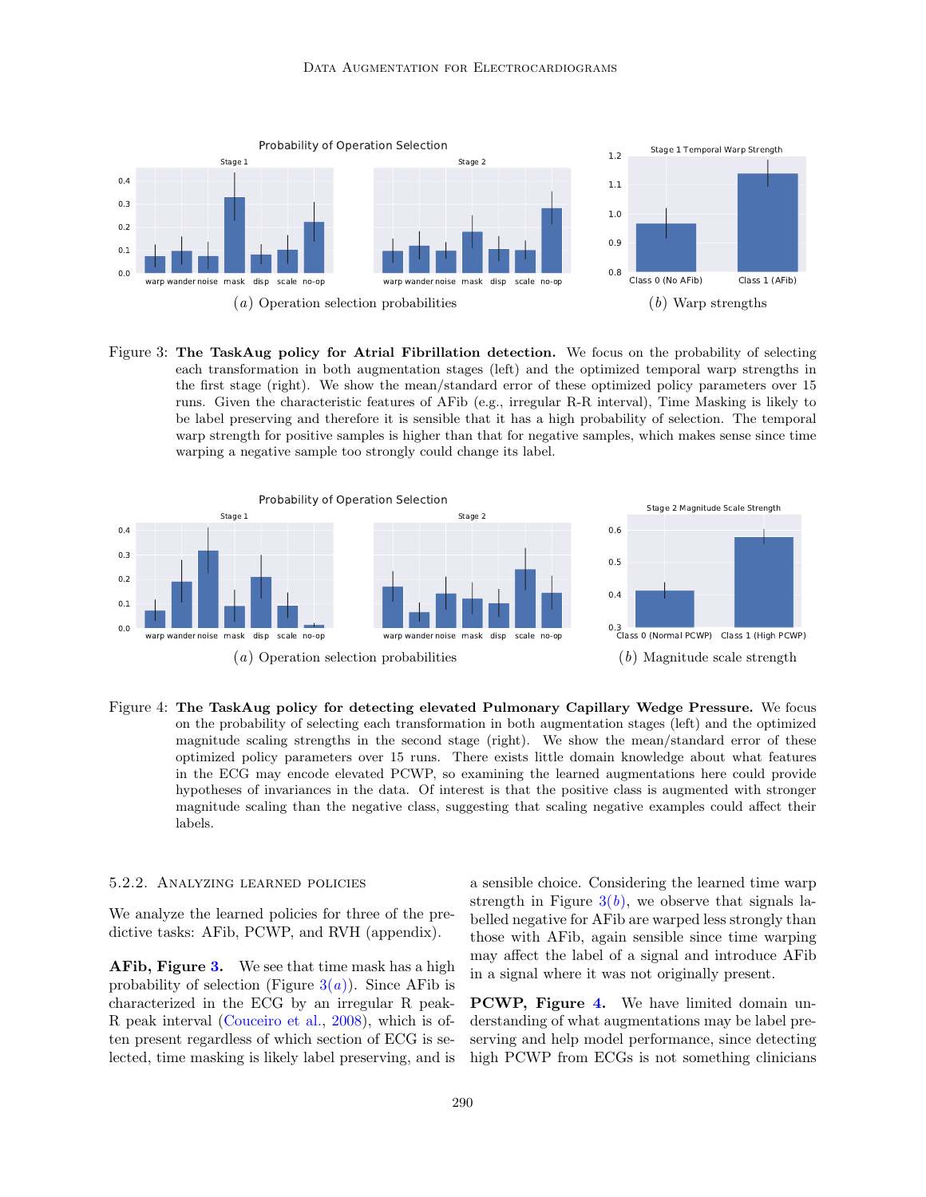(a) Operation selection probabilities

(b) Warp strengths

Figure 3: **The TaskAug policy for Atrial Fibrillation detection.** We focus on the probability of selecting each transformation in both augmentation stages (left) and the optimized temporal warp strengths in the first stage (right). We show the mean/standard error of these optimized policy parameters over 15 runs. Given the characteristic features of AFib (e.g., irregular R-R interval), Time Masking is likely to be label preserving and therefore it is sensible that it has a high probability of selection. The temporal warp strength for positive samples is higher than that for negative samples, which makes sense since time warping a negative sample too strongly could change its label.

(a) Operation selection probabilities

(b) Magnitude scale strength

Figure 4: **The TaskAug policy for detecting elevated Pulmonary Capillary Wedge Pressure.** We focus on the probability of selecting each transformation in both augmentation stages (left) and the optimized magnitude scaling strengths in the second stage (right). We show the mean/standard error of these optimized policy parameters over 15 runs. There exists little domain knowledge about what features in the ECG may encode elevated PCWP, so examining the learned augmentations here could provide hypotheses of invariances in the data. Of interest is that the positive class is augmented with stronger magnitude scaling than the negative class, suggesting that scaling negative examples could affect their labels.

#### 5.2.2. Analyzing learned policies

We analyze the learned policies for three of the predictive tasks: AFib, PCWP, and RVH (appendix).

**AFib, Figure 3.** We see that time mask has a high probability of selection (Figure 3(*a*)). Since AFib is characterized in the ECG by an irregular R peak-R peak interval (Couceiro et al., 2008), which is often present regardless of which section of ECG is selected, time masking is likely label preserving, and is a sensible choice. Considering the learned time warp strength in Figure 3(*b*), we observe that signals labelled negative for AFib are warped less strongly than those with AFib, again sensible since time warping may affect the label of a signal and introduce AFib in a signal where it was not originally present.

**PCWP, Figure 4.** We have limited domain understanding of what augmentations may be label preserving and help model performance, since detecting high PCWP from ECGs is not something clinicians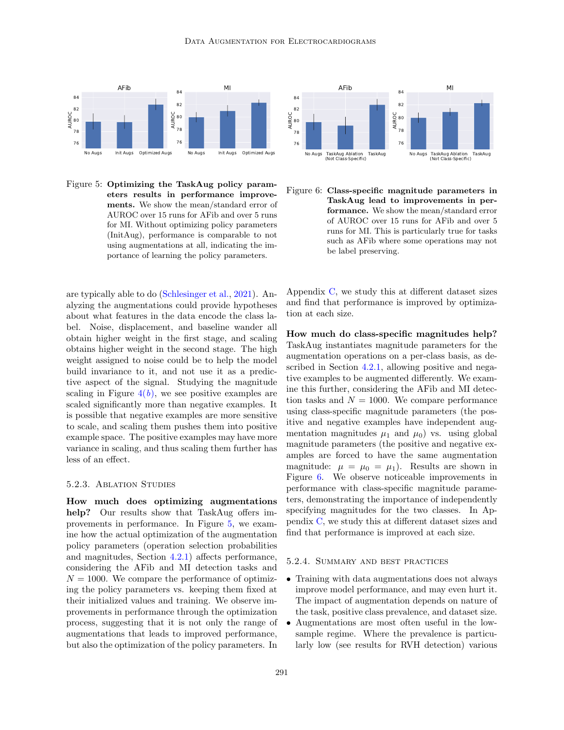Figure 5: **Optimizing the TaskAug policy parameters results in performance improvements.** We show the mean/standard error of AUROC over 15 runs for AFib and over 5 runs for MI. Without optimizing policy parameters (InitAug), performance is comparable to not using augmentations at all, indicating the importance of learning the policy parameters.

Figure 6: **Class-specific magnitude parameters in TaskAug lead to improvements in performance.** We show the mean/standard error of AUROC over 15 runs for AFib and over 5 runs for MI. This is particularly true for tasks such as AFib where some operations may not be label preserving.

are typically able to do (Schlesinger et al., 2021). Analyzing the augmentations could provide hypotheses about what features in the data encode the class label. Noise, displacement, and baseline wander all obtain higher weight in the first stage, and scaling obtains higher weight in the second stage. The high weight assigned to noise could be to help the model build invariance to it, and not use it as a predictive aspect of the signal. Studying the magnitude scaling in Figure 4(*b*), we see positive examples are scaled significantly more than negative examples. It is possible that negative examples are more sensitive to scale, and scaling them pushes them into positive example space. The positive examples may have more variance in scaling, and thus scaling them further has less of an effect.

### 5.2.3. Ablation Studies

**How much does optimizing augmentations help?** Our results show that TaskAug offers improvements in performance. In Figure 5, we examine how the actual optimization of the augmentation policy parameters (operation selection probabilities and magnitudes, Section 4.2.1) affects performance, considering the AFib and MI detection tasks and $N = 1000$. We compare the performance of optimizing the policy parameters vs. keeping them fixed at their initialized values and training. We observe improvements in performance through the optimization process, suggesting that it is not only the range of augmentations that leads to improved performance, but also the optimization of the policy parameters. In Appendix C, we study this at different dataset sizes and find that performance is improved by optimization at each size.

**How much do class-specific magnitudes help?** TaskAug instantiates magnitude parameters for the augmentation operations on a per-class basis, as described in Section 4.2.1, allowing positive and negative examples to be augmented differently. We examine this further, considering the AFib and MI detection tasks and $N = 1000$. We compare performance using class-specific magnitude parameters (the positive and negative examples have independent augmentation magnitudes $\mu_1$ and $\mu_0$) vs. using global magnitude parameters (the positive and negative examples are forced to have the same augmentation magnitude: $\mu = \mu_0 = \mu_1$). Results are shown in Figure 6. We observe noticeable improvements in performance with class-specific magnitude parameters, demonstrating the importance of independently specifying magnitudes for the two classes. In Appendix C, we study this at different dataset sizes and find that performance is improved at each size.

### 5.2.4. Summary and best practices

- Training with data augmentations does not always improve model performance, and may even hurt it. The impact of augmentation depends on nature of the task, positive class prevalence, and dataset size.
- Augmentations are most often useful in the low-sample regime. Where the prevalence is particularly low (see results for RVH detection) various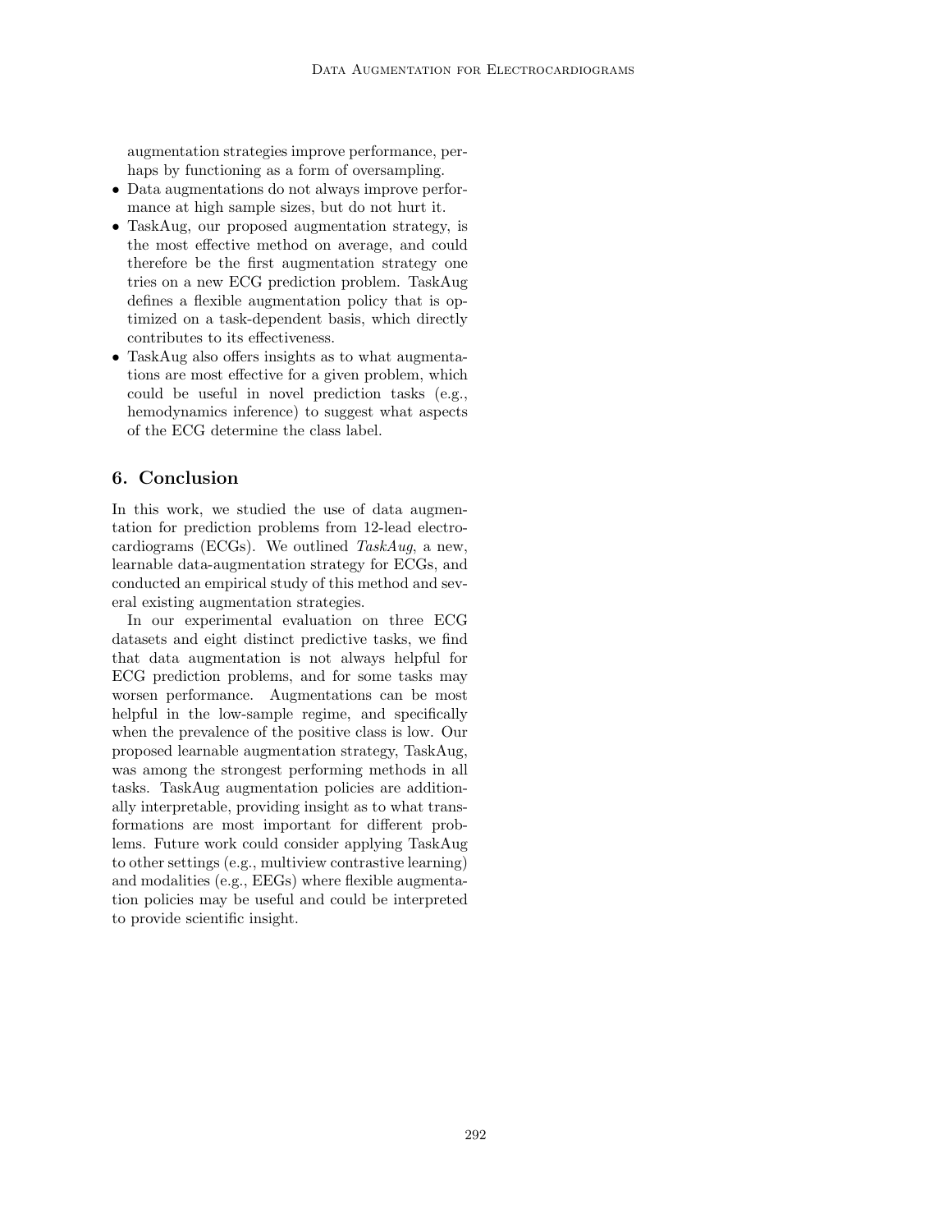augmentation strategies improve performance, perhaps by functioning as a form of oversampling.

- Data augmentations do not always improve performance at high sample sizes, but do not hurt it.
- TaskAug, our proposed augmentation strategy, is the most effective method on average, and could therefore be the first augmentation strategy one tries on a new ECG prediction problem. TaskAug defines a flexible augmentation policy that is optimized on a task-dependent basis, which directly contributes to its effectiveness.
- TaskAug also offers insights as to what augmentations are most effective for a given problem, which could be useful in novel prediction tasks (e.g., hemodynamics inference) to suggest what aspects of the ECG determine the class label.

## 6. Conclusion

In this work, we studied the use of data augmentation for prediction problems from 12-lead electrocardiograms (ECGs). We outlined *TaskAug*, a new, learnable data-augmentation strategy for ECGs, and conducted an empirical study of this method and several existing augmentation strategies.

In our experimental evaluation on three ECG datasets and eight distinct predictive tasks, we find that data augmentation is not always helpful for ECG prediction problems, and for some tasks may worsen performance. Augmentations can be most helpful in the low-sample regime, and specifically when the prevalence of the positive class is low. Our proposed learnable augmentation strategy, TaskAug, was among the strongest performing methods in all tasks. TaskAug augmentation policies are additionally interpretable, providing insight as to what transformations are most important for different problems. Future work could consider applying TaskAug to other settings (e.g., multiview contrastive learning) and modalities (e.g., EEGs) where flexible augmentation policies may be useful and could be interpreted to provide scientific insight.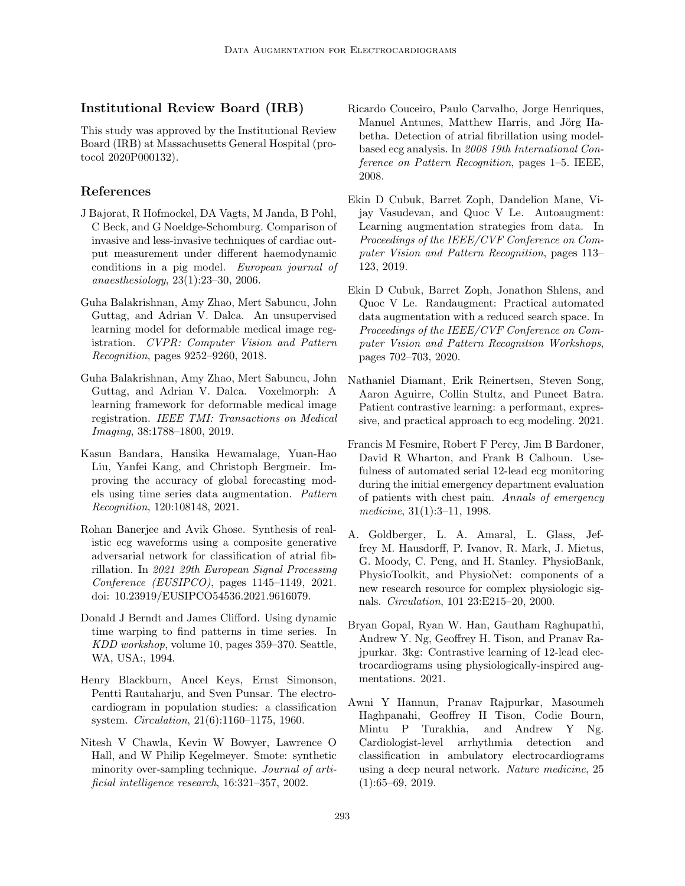## Institutional Review Board (IRB)

This study was approved by the Institutional Review Board (IRB) at Massachusetts General Hospital (protocol 2020P000132).

## References

J Bajorat, R Hofmockel, DA Vagts, M Janda, B Pohl, C Beck, and G Noeldge-Schomburg. Comparison of invasive and less-invasive techniques of cardiac output measurement under different haemodynamic conditions in a pig model. *European journal of anaesthesiology*, 23(1):23–30, 2006.

Guha Balakrishnan, Amy Zhao, Mert Sabuncu, John Guttag, and Adrian V. Dalca. An unsupervised learning model for deformable medical image registration. *CVPR: Computer Vision and Pattern Recognition*, pages 9252–9260, 2018.

Guha Balakrishnan, Amy Zhao, Mert Sabuncu, John Guttag, and Adrian V. Dalca. Voxelmorph: A learning framework for deformable medical image registration. *IEEE TMI: Transactions on Medical Imaging*, 38:1788–1800, 2019.

Kasun Bandara, Hansika Hewamalage, Yuan-Hao Liu, Yanfei Kang, and Christoph Bergmeir. Improving the accuracy of global forecasting models using time series data augmentation. *Pattern Recognition*, 120:108148, 2021.

Rohan Banerjee and Avik Ghose. Synthesis of realistic ecg waveforms using a composite generative adversarial network for classification of atrial fibrillation. In *2021 29th European Signal Processing Conference (EUSIPCO)*, pages 1145–1149, 2021. doi: 10.23919/EUSIPCO54536.2021.9616079.

Donald J Berndt and James Clifford. Using dynamic time warping to find patterns in time series. In *KDD workshop*, volume 10, pages 359–370. Seattle, WA, USA:, 1994.

Henry Blackburn, Ancel Keys, Ernst Simonson, Pentti Rautaharju, and Sven Punsar. The electrocardiogram in population studies: a classification system. *Circulation*, 21(6):1160–1175, 1960.

Nitesh V Chawla, Kevin W Bowyer, Lawrence O Hall, and W Philip Kegelmeyer. Smote: synthetic minority over-sampling technique. *Journal of artificial intelligence research*, 16:321–357, 2002.

Ricardo Couceiro, Paulo Carvalho, Jorge Henriques, Manuel Antunes, Matthew Harris, and Jörg Habetha. Detection of atrial fibrillation using model-based ecg analysis. In *2008 19th International Conference on Pattern Recognition*, pages 1–5. IEEE, 2008.

Ekin D Cubuk, Barret Zoph, Dandelion Mane, Vijay Vasudevan, and Quoc V Le. Autoaugment: Learning augmentation strategies from data. In *Proceedings of the IEEE/CVF Conference on Computer Vision and Pattern Recognition*, pages 113–123, 2019.

Ekin D Cubuk, Barret Zoph, Jonathon Shlens, and Quoc V Le. Randaugment: Practical automated data augmentation with a reduced search space. In *Proceedings of the IEEE/CVF Conference on Computer Vision and Pattern Recognition Workshops*, pages 702–703, 2020.

Nathaniel Diamant, Erik Reinertsen, Steven Song, Aaron Aguirre, Collin Stultz, and Puneet Batra. Patient contrastive learning: a performant, expressive, and practical approach to ecg modeling. 2021.

Francis M Fesmire, Robert F Percy, Jim B Bardoner, David R Wharton, and Frank B Calhoun. Usefulness of automated serial 12-lead ecg monitoring during the initial emergency department evaluation of patients with chest pain. *Annals of emergency medicine*, 31(1):3–11, 1998.

A. Goldberger, L. A. Amaral, L. Glass, Jeffrey M. Hausdorff, P. Ivanov, R. Mark, J. Mietus, G. Moody, C. Peng, and H. Stanley. PhysioBank, PhysioToolkit, and PhysioNet: components of a new research resource for complex physiologic signals. *Circulation*, 101 23:E215–20, 2000.

Bryan Gopal, Ryan W. Han, Gautham Raghupathi, Andrew Y. Ng, Geoffrey H. Tison, and Pranav Rajpurkar. 3kg: Contrastive learning of 12-lead electrocardiograms using physiologically-inspired augmentations. 2021.

Awni Y Hannun, Pranav Rajpurkar, Masoumeh Haghpanahi, Geoffrey H Tison, Codie Bourn, Mintu P Turakhia, and Andrew Y Ng. Cardiologist-level arrhythmia detection and classification in ambulatory electrocardiograms using a deep neural network. *Nature medicine*, 25 (1):65–69, 2019.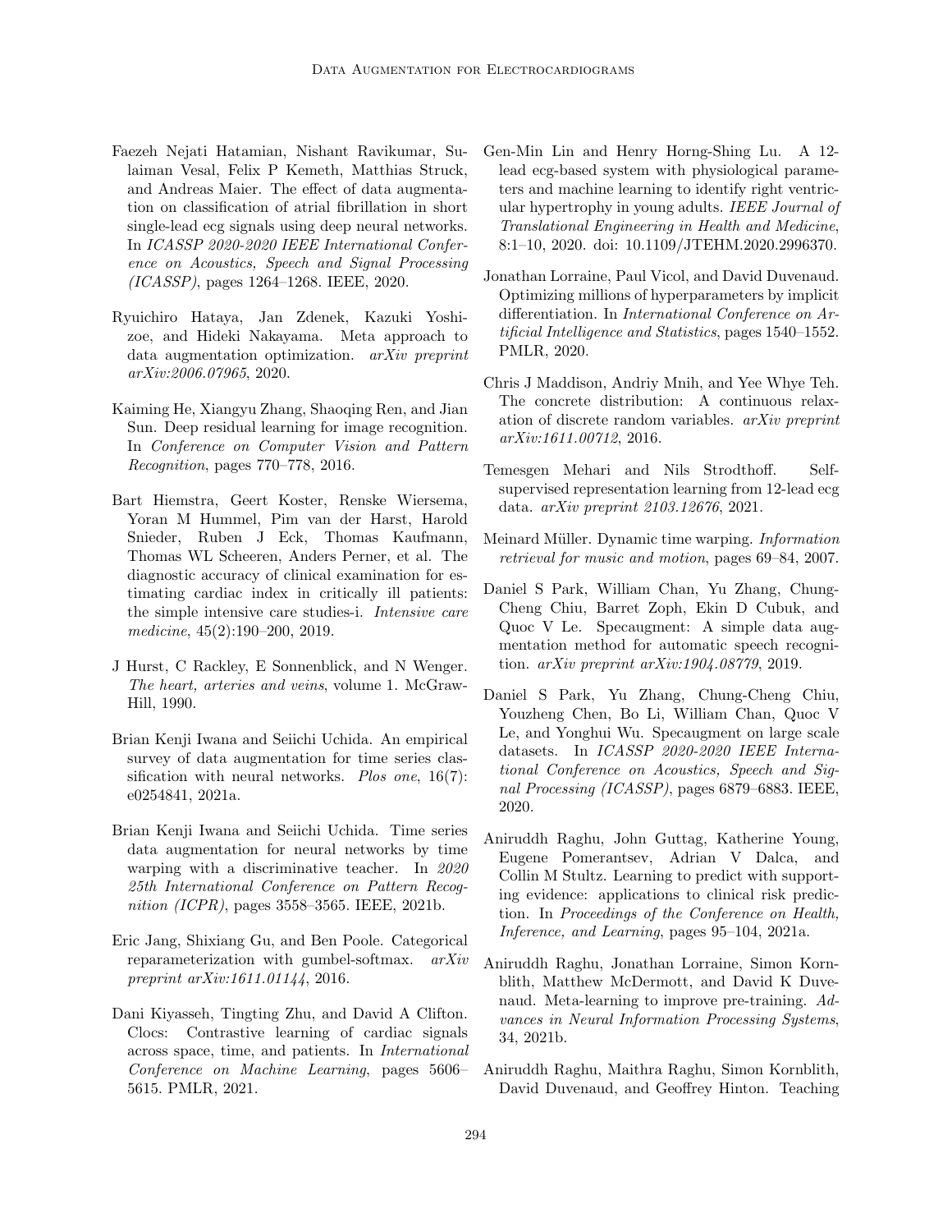Faezeh Nejati Hatamian, Nishant Ravikumar, Sulaiman Vesal, Felix P Kemeth, Matthias Struck, and Andreas Maier. The effect of data augmentation on classification of atrial fibrillation in short single-lead ecg signals using deep neural networks. In *ICASSP 2020-2020 IEEE International Conference on Acoustics, Speech and Signal Processing (ICASSP)*, pages 1264–1268. IEEE, 2020.

Ryuichiro Hataya, Jan Zdenek, Kazuki Yoshizoe, and Hideki Nakayama. Meta approach to data augmentation optimization. *arXiv preprint arXiv:2006.07965*, 2020.

Kaiming He, Xiangyu Zhang, Shaoqing Ren, and Jian Sun. Deep residual learning for image recognition. In *Conference on Computer Vision and Pattern Recognition*, pages 770–778, 2016.

Bart Hiemstra, Geert Koster, Renske Wiersema, Yoran M Hummel, Pim van der Harst, Harold Snieder, Ruben J Eck, Thomas Kaufmann, Thomas WL Scheeren, Anders Perner, et al. The diagnostic accuracy of clinical examination for estimating cardiac index in critically ill patients: the simple intensive care studies-i. *Intensive care medicine*, 45(2):190–200, 2019.

J Hurst, C Rackley, E Sonnenblick, and N Wenger. *The heart, arteries and veins*, volume 1. McGraw-Hill, 1990.

Brian Kenji Iwana and Seiichi Uchida. An empirical survey of data augmentation for time series classification with neural networks. *Plos one*, 16(7): e0254841, 2021a.

Brian Kenji Iwana and Seiichi Uchida. Time series data augmentation for neural networks by time warping with a discriminative teacher. In *2020 25th International Conference on Pattern Recognition (ICPR)*, pages 3558–3565. IEEE, 2021b.

Eric Jang, Shixiang Gu, and Ben Poole. Categorical reparameterization with gumbel-softmax. *arXiv preprint arXiv:1611.01144*, 2016.

Dani Kiyasseh, Tingting Zhu, and David A Clifton. Clocs: Contrastive learning of cardiac signals across space, time, and patients. In *International Conference on Machine Learning*, pages 5606–5615. PMLR, 2021.

Gen-Min Lin and Henry Horng-Shing Lu. A 12-lead ecg-based system with physiological parameters and machine learning to identify right ventricular hypertrophy in young adults. *IEEE Journal of Translational Engineering in Health and Medicine*, 8:1–10, 2020. doi: 10.1109/JTEHM.2020.2996370.

Jonathan Lorraine, Paul Vicol, and David Duvenaud. Optimizing millions of hyperparameters by implicit differentiation. In *International Conference on Artificial Intelligence and Statistics*, pages 1540–1552. PMLR, 2020.

Chris J Maddison, Andriy Mnih, and Yee Whye Teh. The concrete distribution: A continuous relaxation of discrete random variables. *arXiv preprint arXiv:1611.00712*, 2016.

Temesgen Mehari and Nils Strodthoff. Self-supervised representation learning from 12-lead ecg data. *arXiv preprint 2103.12676*, 2021.

Meinard Müller. Dynamic time warping. *Information retrieval for music and motion*, pages 69–84, 2007.

Daniel S Park, William Chan, Yu Zhang, Chung-Cheng Chiu, Barret Zoph, Ekin D Cubuk, and Quoc V Le. Specaugment: A simple data augmentation method for automatic speech recognition. *arXiv preprint arXiv:1904.08779*, 2019.

Daniel S Park, Yu Zhang, Chung-Cheng Chiu, Youzheng Chen, Bo Li, William Chan, Quoc V Le, and Yonghui Wu. Specaugment on large scale datasets. In *ICASSP 2020-2020 IEEE International Conference on Acoustics, Speech and Signal Processing (ICASSP)*, pages 6879–6883. IEEE, 2020.

Aniruddh Raghu, John Guttag, Katherine Young, Eugene Pomerantsev, Adrian V Dalca, and Collin M Stultz. Learning to predict with supporting evidence: applications to clinical risk prediction. In *Proceedings of the Conference on Health, Inference, and Learning*, pages 95–104, 2021a.

Aniruddh Raghu, Jonathan Lorraine, Simon Kornblith, Matthew McDermott, and David K Duvenaud. Meta-learning to improve pre-training. *Advances in Neural Information Processing Systems*, 34, 2021b.

Aniruddh Raghu, Maithra Raghu, Simon Kornblith, David Duvenaud, and Geoffrey Hinton. Teaching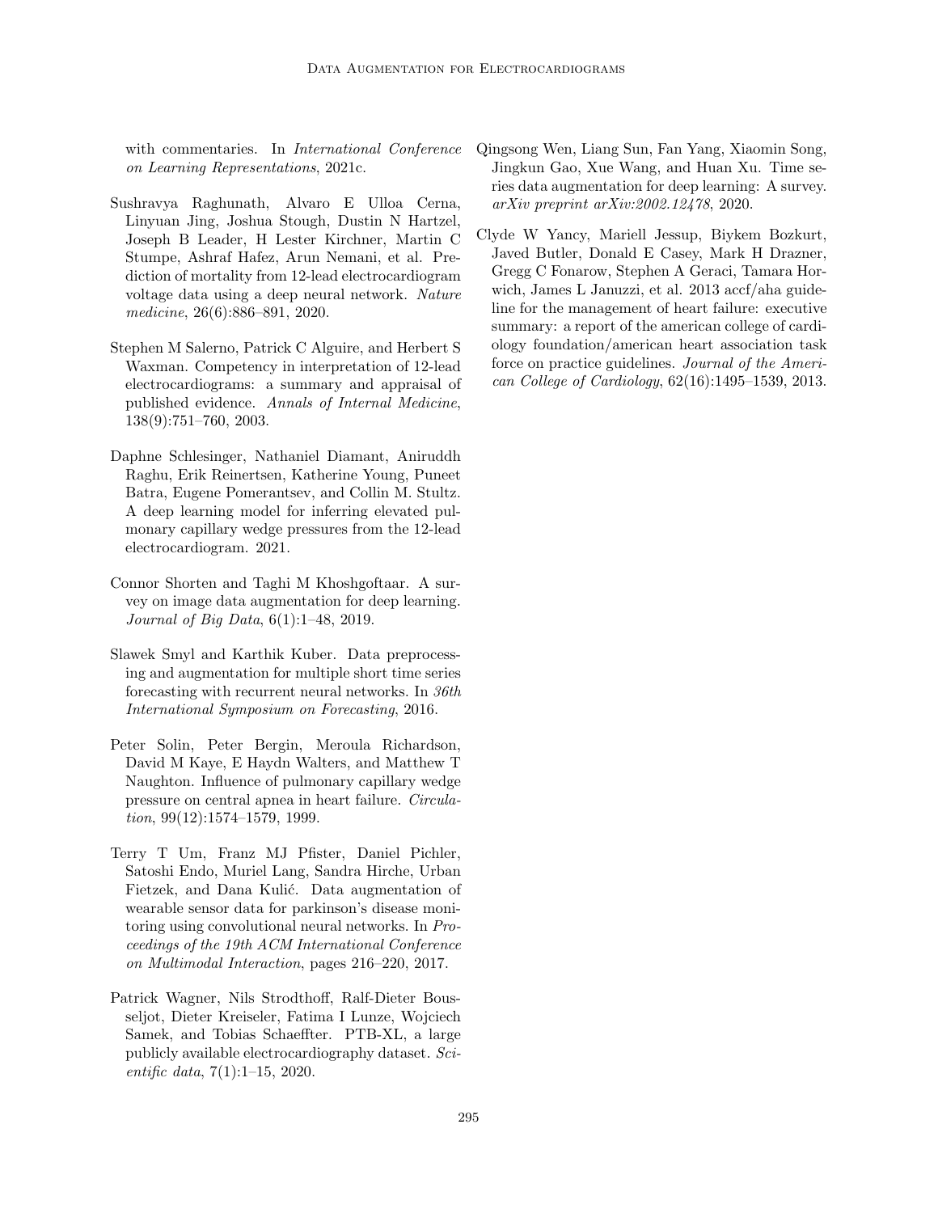with commentaries. In *International Conference on Learning Representations*, 2021c.

Sushravya Raghunath, Alvaro E Ulloa Cerna, Linyuan Jing, Joshua Stough, Dustin N Hartzel, Joseph B Leader, H Lester Kirchner, Martin C Stumpe, Ashraf Hafez, Arun Nemani, et al. Prediction of mortality from 12-lead electrocardiogram voltage data using a deep neural network. *Nature medicine*, 26(6):886–891, 2020.

Stephen M Salerno, Patrick C Alguire, and Herbert S Waxman. Competency in interpretation of 12-lead electrocardiograms: a summary and appraisal of published evidence. *Annals of Internal Medicine*, 138(9):751–760, 2003.

Daphne Schlesinger, Nathaniel Diamant, Aniruddh Raghu, Erik Reinertsen, Katherine Young, Puneet Batra, Eugene Pomerantsev, and Collin M. Stultz. A deep learning model for inferring elevated pulmonary capillary wedge pressures from the 12-lead electrocardiogram. 2021.

Connor Shorten and Taghi M Khoshgoftaar. A survey on image data augmentation for deep learning. *Journal of Big Data*, 6(1):1–48, 2019.

Slawek Smyl and Karthik Kuber. Data preprocessing and augmentation for multiple short time series forecasting with recurrent neural networks. In *36th International Symposium on Forecasting*, 2016.

Peter Solin, Peter Bergin, Meroula Richardson, David M Kaye, E Haydn Walters, and Matthew T Naughton. Influence of pulmonary capillary wedge pressure on central apnea in heart failure. *Circulation*, 99(12):1574–1579, 1999.

Terry T Um, Franz MJ Pfister, Daniel Pichler, Satoshi Endo, Muriel Lang, Sandra Hirche, Urban Fietzek, and Dana Kulić. Data augmentation of wearable sensor data for parkinson's disease monitoring using convolutional neural networks. In *Proceedings of the 19th ACM International Conference on Multimodal Interaction*, pages 216–220, 2017.

Patrick Wagner, Nils Strodthoff, Ralf-Dieter Bousseljot, Dieter Kreiseler, Fatima I Lunze, Wojciech Samek, and Tobias Schaeffter. PTB-XL, a large publicly available electrocardiography dataset. *Scientific data*, 7(1):1–15, 2020.

Qingsong Wen, Liang Sun, Fan Yang, Xiaomin Song, Jingkun Gao, Xue Wang, and Huan Xu. Time series data augmentation for deep learning: A survey. *arXiv preprint arXiv:2002.12478*, 2020.

Clyde W Yancy, Mariell Jessup, Biykem Bozkurt, Javed Butler, Donald E Casey, Mark H Drazner, Gregg C Fonarow, Stephen A Geraci, Tamara Horwich, James L Januzzi, et al. 2013 accf/aha guideline for the management of heart failure: executive summary: a report of the american college of cardiology foundation/american heart association task force on practice guidelines. *Journal of the American College of Cardiology*, 62(16):1495–1539, 2013.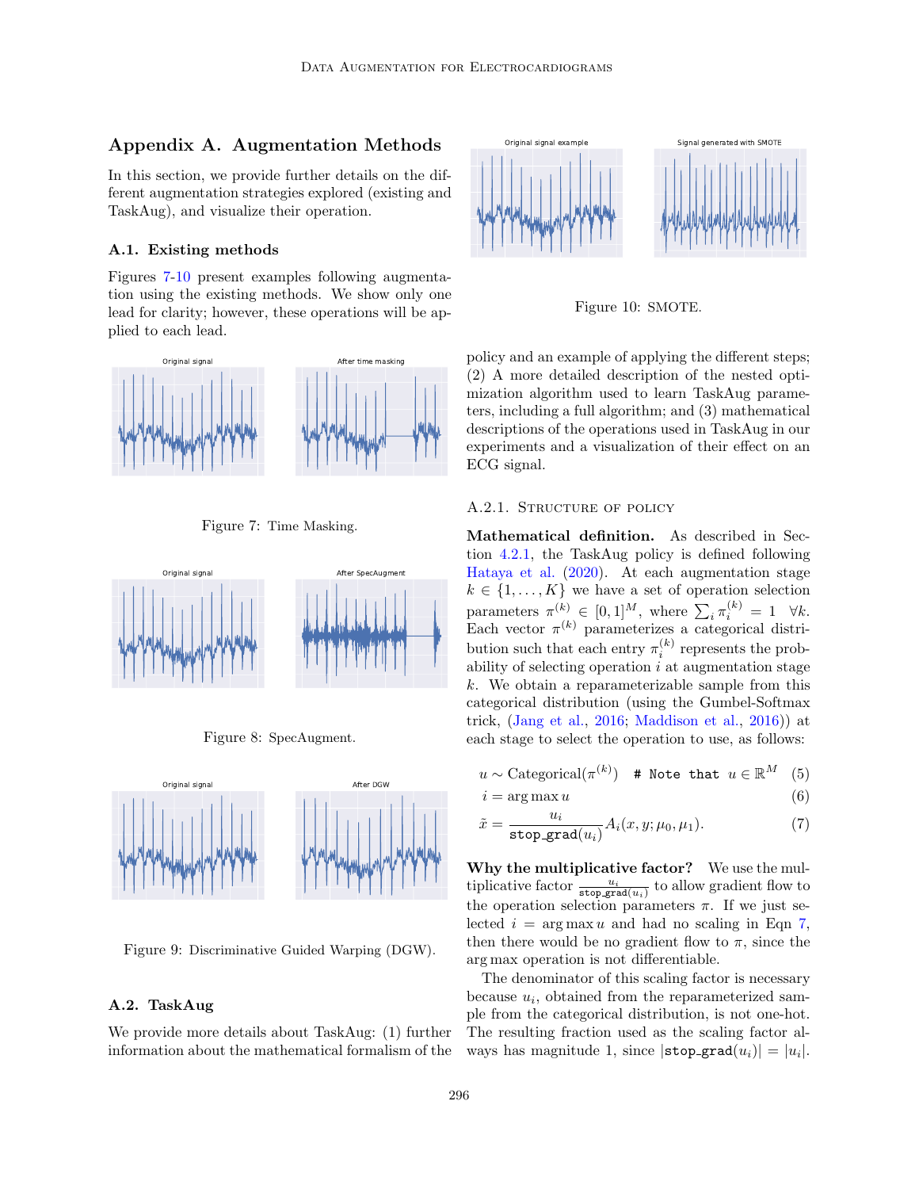# Appendix A. Augmentation Methods

In this section, we provide further details on the different augmentation strategies explored (existing and TaskAug), and visualize their operation.

## A.1. Existing methods

Figures 7-10 present examples following augmentation using the existing methods. We show only one lead for clarity; however, these operations will be applied to each lead.

Figure 7: Time Masking.

Figure 8: SpecAugment.

Figure 9: Discriminative Guided Warping (DGW).

Figure 10: SMOTE.

## A.2. TaskAug

We provide more details about TaskAug: (1) further information about the mathematical formalism of the policy and an example of applying the different steps; (2) A more detailed description of the nested optimization algorithm used to learn TaskAug parameters, including a full algorithm; and (3) mathematical descriptions of the operations used in TaskAug in our experiments and a visualization of their effect on an ECG signal.

### A.2.1. Structure of policy

**Mathematical definition.** As described in Section 4.2.1, the TaskAug policy is defined following Hataya et al. (2020). At each augmentation stage $k \in \{1, \ldots, K\}$ we have a set of operation selection parameters $\pi^{(k)} \in [0,1]^M$, where $\sum_i \pi_i^{(k)} = 1 \quad \forall k$. Each vector $\pi^{(k)}$ parameterizes a categorical distribution such that each entry $\pi_i^{(k)}$ represents the probability of selecting operation $i$ at augmentation stage $k$. We obtain a reparameterizable sample from this categorical distribution (using the Gumbel-Softmax trick, (Jang et al., 2016; Maddison et al., 2016)) at each stage to select the operation to use, as follows:

$$u \sim \text{Categorical}(\pi^{(k)}) \quad \texttt{\# Note that } u \in \mathbb{R}^M \tag{5}$$

$$i = \arg\max u \tag{6}$$

$$\tilde{x} = \frac{u_i}{\texttt{stop\_grad}(u_i)} A_i(x, y; \mu_0, \mu_1). \tag{7}$$

**Why the multiplicative factor?** We use the multiplicative factor $\frac{u_i}{\texttt{stop\_grad}(u_i)}$ to allow gradient flow to the operation selection parameters $\pi$. If we just selected $i = \arg\max u$ and had no scaling in Eqn 7, then there would be no gradient flow to $\pi$, since the $\arg\max$ operation is not differentiable.

The denominator of this scaling factor is necessary because $u_i$, obtained from the reparameterized sample from the categorical distribution, is not one-hot. The resulting fraction used as the scaling factor always has magnitude 1, since $|\texttt{stop\_grad}(u_i)| = |u_i|$.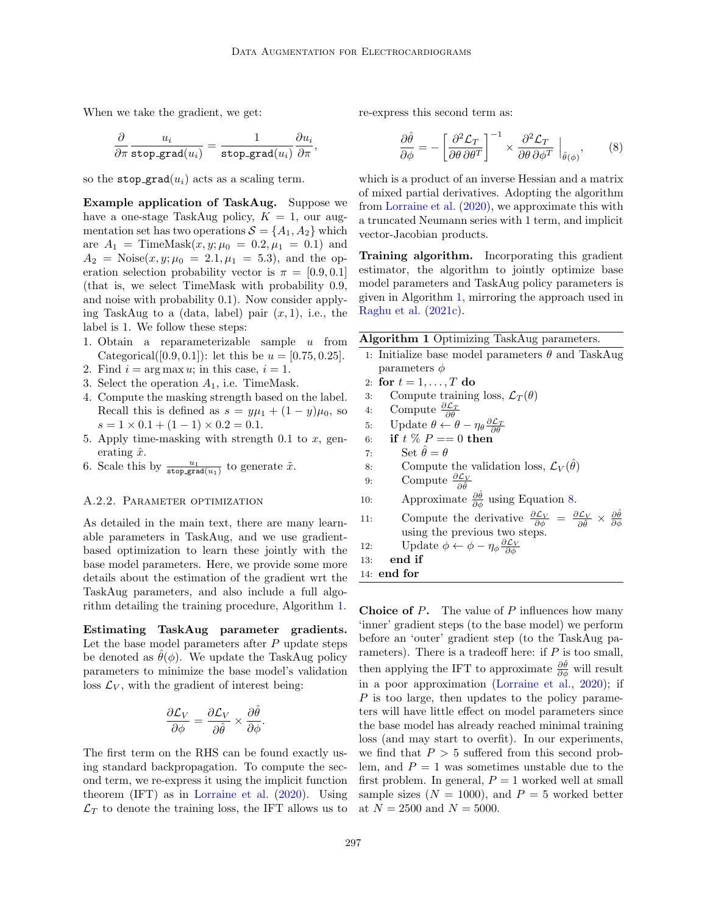When we take the gradient, we get:

$$\frac{\partial}{\partial \pi} \frac{u_i}{\texttt{stop\_grad}(u_i)} = \frac{1}{\texttt{stop\_grad}(u_i)} \frac{\partial u_i}{\partial \pi},$$

so the $\texttt{stop\_grad}(u_i)$ acts as a scaling term.

**Example application of TaskAug.** Suppose we have a one-stage TaskAug policy, $K = 1$, our augmentation set has two operations $\mathcal{S} = \{A_1, A_2\}$ which are $A_1 = \text{TimeMask}(x, y; \mu_0 = 0.2, \mu_1 = 0.1)$ and $A_2 = \text{Noise}(x, y; \mu_0 = 2.1, \mu_1 = 5.3)$, and the operation selection probability vector is $\pi = [0.9, 0.1]$ (that is, we select TimeMask with probability 0.9, and noise with probability 0.1). Now consider applying TaskAug to a (data, label) pair $(x, 1)$, i.e., the label is 1. We follow these steps:

1. Obtain a reparameterizable sample $u$ from $\text{Categorical}([0.9, 0.1])$: let this be $u = [0.75, 0.25]$.
2. Find $i = \arg\max u$; in this case, $i = 1$.
3. Select the operation $A_1$, i.e. TimeMask.
4. Compute the masking strength based on the label. Recall this is defined as $s = y\mu_1 + (1 - y)\mu_0$, so $s = 1 \times 0.1 + (1 - 1) \times 0.2 = 0.1$.
5. Apply time-masking with strength 0.1 to $x$, generating $\hat{x}$.
6. Scale this by $\frac{u_1}{\texttt{stop\_grad}(u_1)}$ to generate $\tilde{x}$.

### A.2.2. Parameter optimization

As detailed in the main text, there are many learnable parameters in TaskAug, and we use gradient-based optimization to learn these jointly with the base model parameters. Here, we provide some more details about the estimation of the gradient wrt the TaskAug parameters, and also include a full algorithm detailing the training procedure, Algorithm 1.

**Estimating TaskAug parameter gradients.** Let the base model parameters after $P$ update steps be denoted as $\hat{\theta}(\phi)$. We update the TaskAug policy parameters to minimize the base model's validation loss $\mathcal{L}_V$, with the gradient of interest being:

$$\frac{\partial \mathcal{L}_V}{\partial \phi} = \frac{\partial \mathcal{L}_V}{\partial \hat{\theta}} \times \frac{\partial \hat{\theta}}{\partial \phi}.$$

The first term on the RHS can be found exactly using standard backpropagation. To compute the second term, we re-express it using the implicit function theorem (IFT) as in Lorraine et al. (2020). Using $\mathcal{L}_T$ to denote the training loss, the IFT allows us to re-express this second term as:

$$\frac{\partial \hat{\theta}}{\partial \phi} = - \left[ \frac{\partial^2 \mathcal{L}_T}{\partial \theta \, \partial \theta^T} \right]^{-1} \times \frac{\partial^2 \mathcal{L}_T}{\partial \theta \, \partial \phi^T} \Big|_{\hat{\theta}(\phi)}, \tag{8}$$

which is a product of an inverse Hessian and a matrix of mixed partial derivatives. Adopting the algorithm from Lorraine et al. (2020), we approximate this with a truncated Neumann series with 1 term, and implicit vector-Jacobian products.

**Training algorithm.** Incorporating this gradient estimator, the algorithm to jointly optimize base model parameters and TaskAug policy parameters is given in Algorithm 1, mirroring the approach used in Raghu et al. (2021c).

**Algorithm 1** Optimizing TaskAug parameters.

```
1:  Initialize base model parameters θ and TaskAug parameters φ
2:  for t = 1, ..., T do
3:      Compute training loss, L_T(θ)
4:      Compute ∂L_T/∂θ
5:      Update θ ← θ − η_θ ∂L_T/∂θ
6:      if t % P == 0 then
7:          Set θ̂ = θ
8:          Compute the validation loss, L_V(θ̂)
9:          Compute ∂L_V/∂θ̂
10:         Approximate ∂θ̂/∂φ using Equation 8.
11:         Compute the derivative ∂L_V/∂φ = ∂L_V/∂θ̂ × ∂θ̂/∂φ using the previous two steps.
12:         Update φ ← φ − η_φ ∂L_V/∂φ
13:     end if
14: end for
```

**Choice of $P$.** The value of $P$ influences how many 'inner' gradient steps (to the base model) we perform before an 'outer' gradient step (to the TaskAug parameters). There is a tradeoff here: if $P$ is too small, then applying the IFT to approximate $\frac{\partial \hat{\theta}}{\partial \phi}$ will result in a poor approximation (Lorraine et al., 2020); if $P$ is too large, then updates to the policy parameters will have little effect on model parameters since the base model has already reached minimal training loss (and may start to overfit). In our experiments, we find that $P > 5$ suffered from this second problem, and $P = 1$ was sometimes unstable due to the first problem. In general, $P = 1$ worked well at small sample sizes ($N = 1000$), and $P = 5$ worked better at $N = 2500$ and $N = 5000$.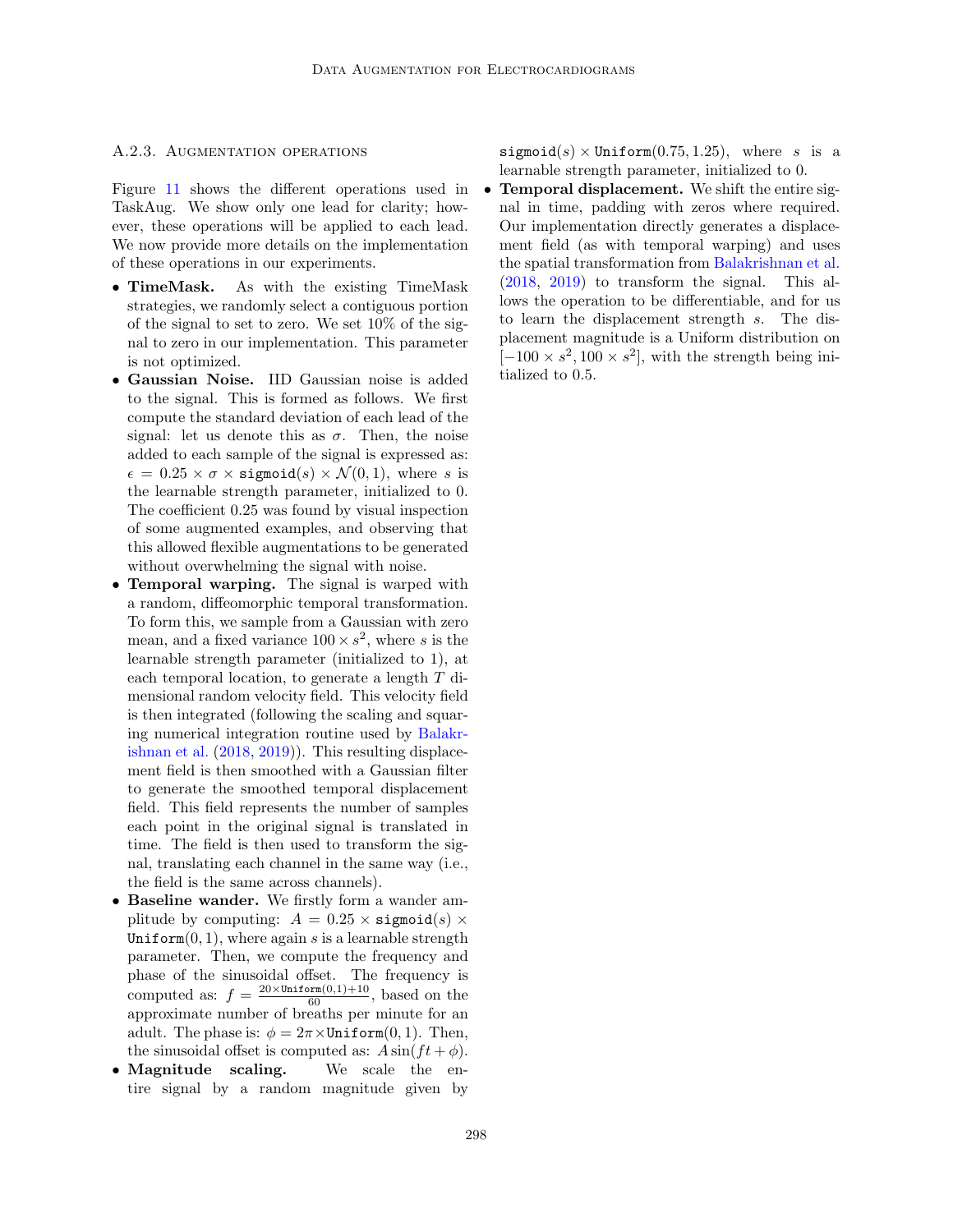#### A.2.3. Augmentation operations

Figure 11 shows the different operations used in TaskAug. We show only one lead for clarity; however, these operations will be applied to each lead. We now provide more details on the implementation of these operations in our experiments.

- **TimeMask.** As with the existing TimeMask strategies, we randomly select a contiguous portion of the signal to set to zero. We set 10% of the signal to zero in our implementation. This parameter is not optimized.
- **Gaussian Noise.** IID Gaussian noise is added to the signal. This is formed as follows. We first compute the standard deviation of each lead of the signal: let us denote this as $\sigma$. Then, the noise added to each sample of the signal is expressed as: $\epsilon = 0.25 \times \sigma \times \texttt{sigmoid}(s) \times \mathcal{N}(0, 1)$, where $s$ is the learnable strength parameter, initialized to 0. The coefficient 0.25 was found by visual inspection of some augmented examples, and observing that this allowed flexible augmentations to be generated without overwhelming the signal with noise.
- **Temporal warping.** The signal is warped with a random, diffeomorphic temporal transformation. To form this, we sample from a Gaussian with zero mean, and a fixed variance $100 \times s^2$, where $s$ is the learnable strength parameter (initialized to 1), at each temporal location, to generate a length $T$ dimensional random velocity field. This velocity field is then integrated (following the scaling and squaring numerical integration routine used by Balakrishnan et al. (2018, 2019)). This resulting displacement field is then smoothed with a Gaussian filter to generate the smoothed temporal displacement field. This field represents the number of samples each point in the original signal is translated in time. The field is then used to transform the signal, translating each channel in the same way (i.e., the field is the same across channels).
- **Baseline wander.** We firstly form a wander amplitude by computing: $A = 0.25 \times \texttt{sigmoid}(s) \times \texttt{Uniform}(0, 1)$, where again $s$ is a learnable strength parameter. Then, we compute the frequency and phase of the sinusoidal offset. The frequency is computed as: $f = \frac{20 \times \texttt{Uniform}(0,1) + 10}{60}$, based on the approximate number of breaths per minute for an adult. The phase is: $\phi = 2\pi \times \texttt{Uniform}(0, 1)$. Then, the sinusoidal offset is computed as: $A \sin(ft + \phi)$.
- **Magnitude scaling.** We scale the entire signal by a random magnitude given by $\texttt{sigmoid}(s) \times \texttt{Uniform}(0.75, 1.25)$, where $s$ is a learnable strength parameter, initialized to 0.
- **Temporal displacement.** We shift the entire signal in time, padding with zeros where required. Our implementation directly generates a displacement field (as with temporal warping) and uses the spatial transformation from Balakrishnan et al. (2018, 2019) to transform the signal. This allows the operation to be differentiable, and for us to learn the displacement strength $s$. The displacement magnitude is a Uniform distribution on $[-100 \times s^2, 100 \times s^2]$, with the strength being initialized to 0.5.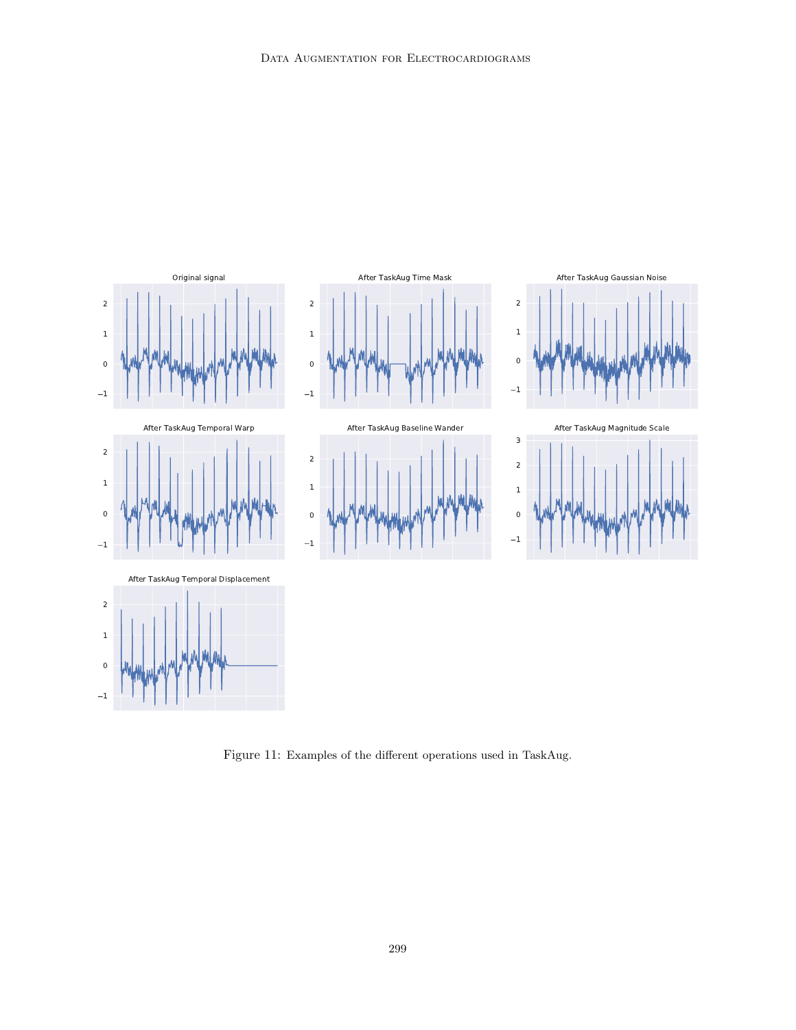Figure 11: Examples of the different operations used in TaskAug.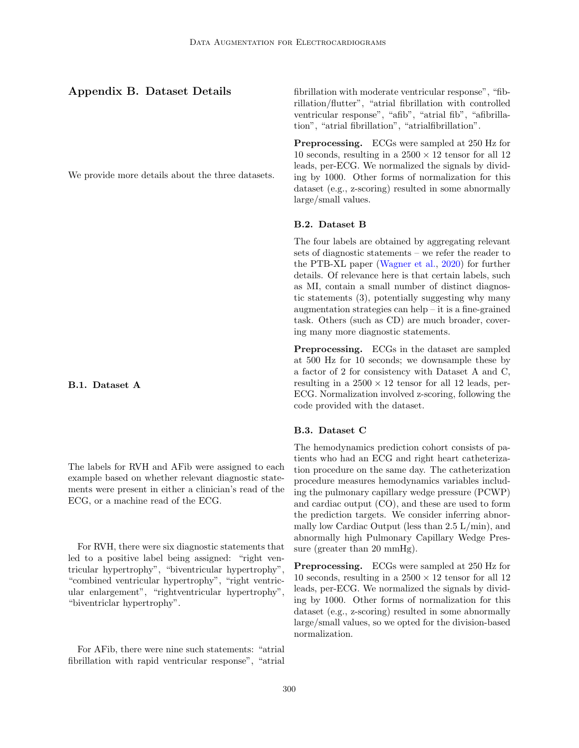## Appendix B. Dataset Details

We provide more details about the three datasets.

### B.1. Dataset A

The labels for RVH and AFib were assigned to each example based on whether relevant diagnostic statements were present in either a clinician's read of the ECG, or a machine read of the ECG.

For RVH, there were six diagnostic statements that led to a positive label being assigned: "right ventricular hypertrophy", "biventricular hypertrophy", "combined ventricular hypertrophy", "right ventricular enlargement", "rightventricular hypertrophy", "biventriclar hypertrophy".

For AFib, there were nine such statements: "atrial fibrillation with rapid ventricular response", "atrial fibrillation with moderate ventricular response", "fibrillation/flutter", "atrial fibrillation with controlled ventricular response", "afib", "atrial fib", "afibrillation", "atrial fibrillation", "atrialfibrillation".

**Preprocessing.** ECGs were sampled at 250 Hz for 10 seconds, resulting in a $2500 \times 12$ tensor for all 12 leads, per-ECG. We normalized the signals by dividing by 1000. Other forms of normalization for this dataset (e.g., z-scoring) resulted in some abnormally large/small values.

### B.2. Dataset B

The four labels are obtained by aggregating relevant sets of diagnostic statements – we refer the reader to the PTB-XL paper (Wagner et al., 2020) for further details. Of relevance here is that certain labels, such as MI, contain a small number of distinct diagnostic statements (3), potentially suggesting why many augmentation strategies can help – it is a fine-grained task. Others (such as CD) are much broader, covering many more diagnostic statements.

**Preprocessing.** ECGs in the dataset are sampled at 500 Hz for 10 seconds; we downsample these by a factor of 2 for consistency with Dataset A and C, resulting in a $2500 \times 12$ tensor for all 12 leads, per-ECG. Normalization involved z-scoring, following the code provided with the dataset.

### B.3. Dataset C

The hemodynamics prediction cohort consists of patients who had an ECG and right heart catheterization procedure on the same day. The catheterization procedure measures hemodynamics variables including the pulmonary capillary wedge pressure (PCWP) and cardiac output (CO), and these are used to form the prediction targets. We consider inferring abnormally low Cardiac Output (less than 2.5 L/min), and abnormally high Pulmonary Capillary Wedge Pressure (greater than 20 mmHg).

**Preprocessing.** ECGs were sampled at 250 Hz for 10 seconds, resulting in a $2500 \times 12$ tensor for all 12 leads, per-ECG. We normalized the signals by dividing by 1000. Other forms of normalization for this dataset (e.g., z-scoring) resulted in some abnormally large/small values, so we opted for the division-based normalization.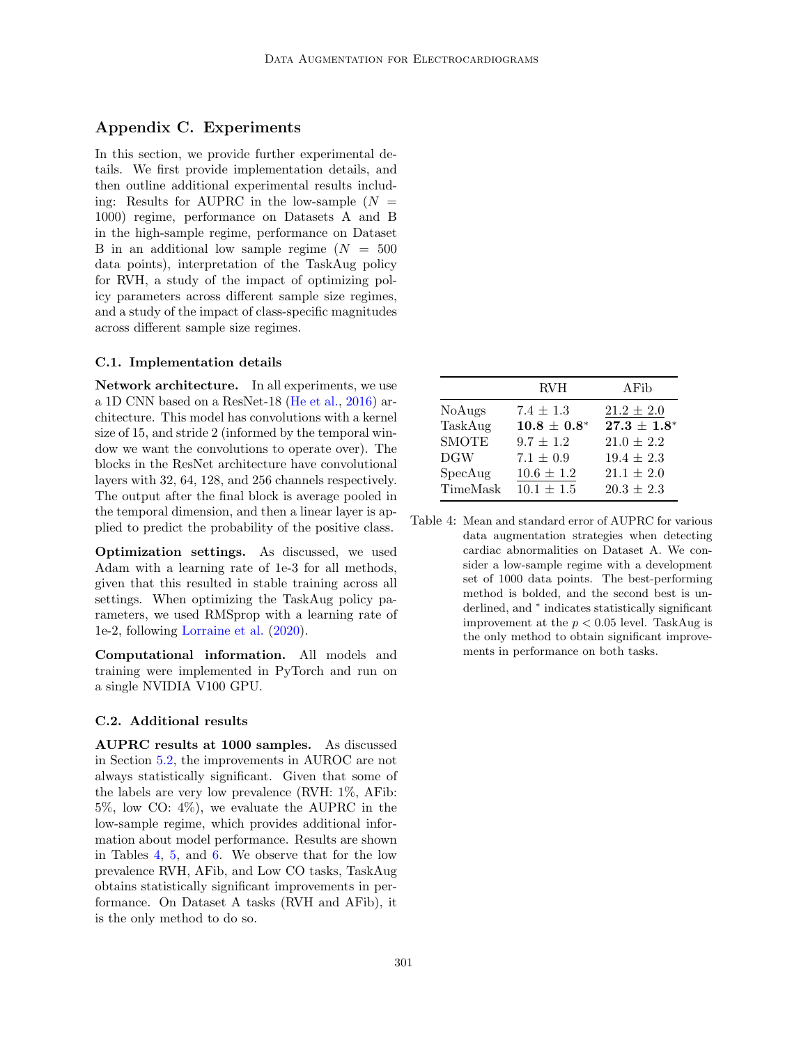## Appendix C. Experiments

In this section, we provide further experimental details. We first provide implementation details, and then outline additional experimental results including: Results for AUPRC in the low-sample ($N = 1000$) regime, performance on Datasets A and B in the high-sample regime, performance on Dataset B in an additional low sample regime ($N = 500$ data points), interpretation of the TaskAug policy for RVH, a study of the impact of optimizing policy parameters across different sample size regimes, and a study of the impact of class-specific magnitudes across different sample size regimes.

### C.1. Implementation details

**Network architecture.** In all experiments, we use a 1D CNN based on a ResNet-18 (He et al., 2016) architecture. This model has convolutions with a kernel size of 15, and stride 2 (informed by the temporal window we want the convolutions to operate over). The blocks in the ResNet architecture have convolutional layers with 32, 64, 128, and 256 channels respectively. The output after the final block is average pooled in the temporal dimension, and then a linear layer is applied to predict the probability of the positive class.

**Optimization settings.** As discussed, we used Adam with a learning rate of 1e-3 for all methods, given that this resulted in stable training across all settings. When optimizing the TaskAug policy parameters, we used RMSprop with a learning rate of 1e-2, following Lorraine et al. (2020).

**Computational information.** All models and training were implemented in PyTorch and run on a single NVIDIA V100 GPU.

### C.2. Additional results

**AUPRC results at 1000 samples.** As discussed in Section 5.2, the improvements in AUROC are not always statistically significant. Given that some of the labels are very low prevalence (RVH: 1%, AFib: 5%, low CO: 4%), we evaluate the AUPRC in the low-sample regime, which provides additional information about model performance. Results are shown in Tables 4, 5, and 6. We observe that for the low prevalence RVH, AFib, and Low CO tasks, TaskAug obtains statistically significant improvements in performance. On Dataset A tasks (RVH and AFib), it is the only method to do so.

| | RVH | AFib |
|---|---|---|
| NoAugs | $7.4 \pm 1.3$ | <u>$21.2 \pm 2.0$</u> |
| TaskAug | $\mathbf{10.8 \pm 0.8}^*$ | $\mathbf{27.3 \pm 1.8}^*$ |
| SMOTE | $9.7 \pm 1.2$ | $21.0 \pm 2.2$ |
| DGW | $7.1 \pm 0.9$ | $19.4 \pm 2.3$ |
| SpecAug | <u>$10.6 \pm 1.2$</u> | $21.1 \pm 2.0$ |
| TimeMask | $10.1 \pm 1.5$ | $20.3 \pm 2.3$ |

Table 4: Mean and standard error of AUPRC for various data augmentation strategies when detecting cardiac abnormalities on Dataset A. We consider a low-sample regime with a development set of 1000 data points. The best-performing method is bolded, and the second best is underlined, and * indicates statistically significant improvement at the $p < 0.05$ level. TaskAug is the only method to obtain significant improvements in performance on both tasks.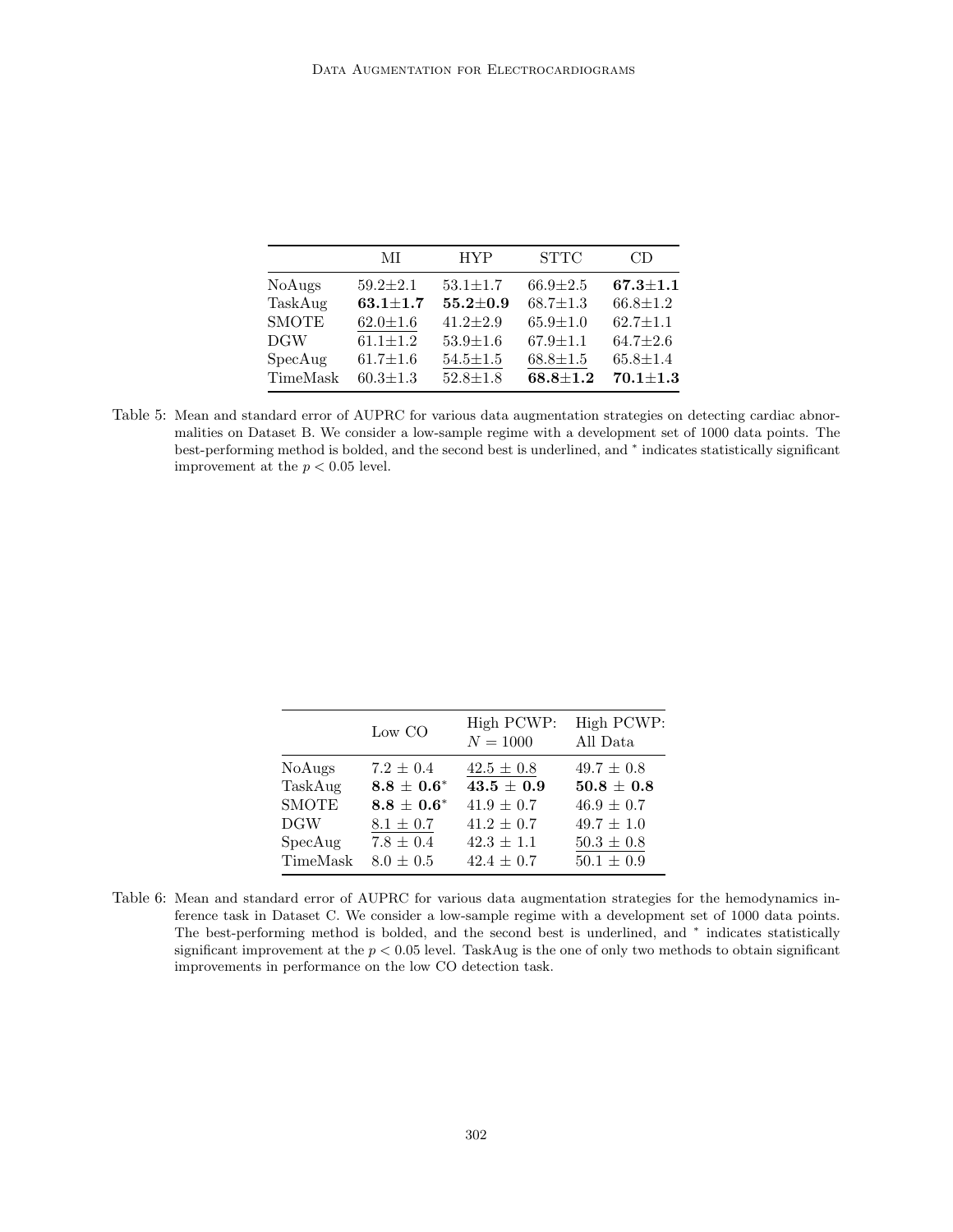|  | MI | HYP | STTC | CD |
|---|---|---|---|---|
| NoAugs | 59.2±2.1 | 53.1±1.7 | 66.9±2.5 | **67.3±1.1** |
| TaskAug | **63.1±1.7** | **55.2±0.9** | 68.7±1.3 | 66.8±1.2 |
| SMOTE | 62.0±1.6 | 41.2±2.9 | 65.9±1.0 | 62.7±1.1 |
| DGW | 61.1±1.2 | 53.9±1.6 | 67.9±1.1 | 64.7±2.6 |
| SpecAug | 61.7±1.6 | 54.5±1.5 | 68.8±1.5 | 65.8±1.4 |
| TimeMask | 60.3±1.3 | 52.8±1.8 | **68.8±1.2** | **70.1±1.3** |

Table 5: Mean and standard error of AUPRC for various data augmentation strategies on detecting cardiac abnormalities on Dataset B. We consider a low-sample regime with a development set of 1000 data points. The best-performing method is bolded, and the second best is underlined, and * indicates statistically significant improvement at the $p < 0.05$ level.

|  | Low CO | High PCWP: $N = 1000$ | High PCWP: All Data |
|---|---|---|---|
| NoAugs | 7.2 ± 0.4 | 42.5 ± 0.8 | 49.7 ± 0.8 |
| TaskAug | **8.8 ± 0.6*** | **43.5 ± 0.9** | **50.8 ± 0.8** |
| SMOTE | **8.8 ± 0.6*** | 41.9 ± 0.7 | 46.9 ± 0.7 |
| DGW | 8.1 ± 0.7 | 41.2 ± 0.7 | 49.7 ± 1.0 |
| SpecAug | 7.8 ± 0.4 | 42.3 ± 1.1 | 50.3 ± 0.8 |
| TimeMask | 8.0 ± 0.5 | 42.4 ± 0.7 | 50.1 ± 0.9 |

Table 6: Mean and standard error of AUPRC for various data augmentation strategies for the hemodynamics inference task in Dataset C. We consider a low-sample regime with a development set of 1000 data points. The best-performing method is bolded, and the second best is underlined, and * indicates statistically significant improvement at the $p < 0.05$ level. TaskAug is the one of only two methods to obtain significant improvements in performance on the low CO detection task.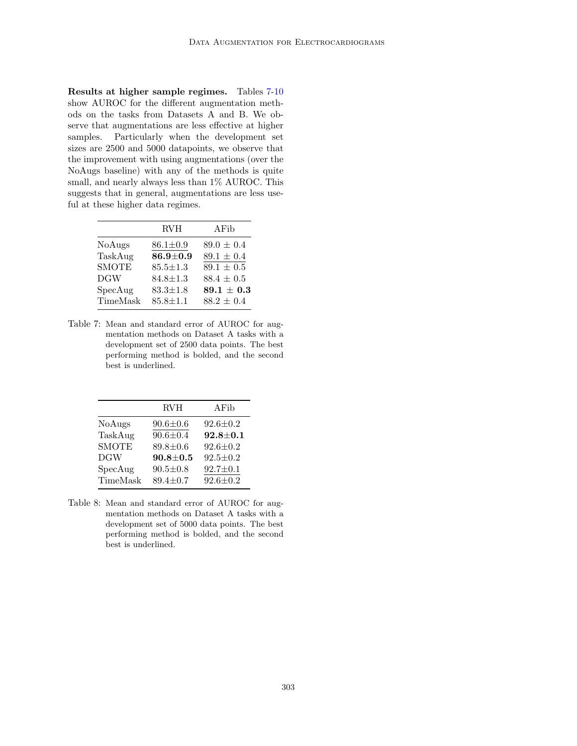**Results at higher sample regimes.** Tables 7-10 show AUROC for the different augmentation methods on the tasks from Datasets A and B. We observe that augmentations are less effective at higher samples. Particularly when the development set sizes are 2500 and 5000 datapoints, we observe that the improvement with using augmentations (over the NoAugs baseline) with any of the methods is quite small, and nearly always less than 1% AUROC. This suggests that in general, augmentations are less useful at these higher data regimes.

| | RVH | AFib |
|---|---|---|
| NoAugs | 86.1±0.9 | 89.0 ± 0.4 |
| TaskAug | **86.9±0.9** | 89.1 ± 0.4 |
| SMOTE | 85.5±1.3 | 89.1 ± 0.5 |
| DGW | 84.8±1.3 | 88.4 ± 0.5 |
| SpecAug | 83.3±1.8 | **89.1 ± 0.3** |
| TimeMask | 85.8±1.1 | 88.2 ± 0.4 |

Table 7: Mean and standard error of AUROC for augmentation methods on Dataset A tasks with a development set of 2500 data points. The best performing method is bolded, and the second best is underlined.

| | RVH | AFib |
|---|---|---|
| NoAugs | 90.6±0.6 | 92.6±0.2 |
| TaskAug | 90.6±0.4 | **92.8±0.1** |
| SMOTE | 89.8±0.6 | 92.6±0.2 |
| DGW | **90.8±0.5** | 92.5±0.2 |
| SpecAug | 90.5±0.8 | 92.7±0.1 |
| TimeMask | 89.4±0.7 | 92.6±0.2 |

Table 8: Mean and standard error of AUROC for augmentation methods on Dataset A tasks with a development set of 5000 data points. The best performing method is bolded, and the second best is underlined.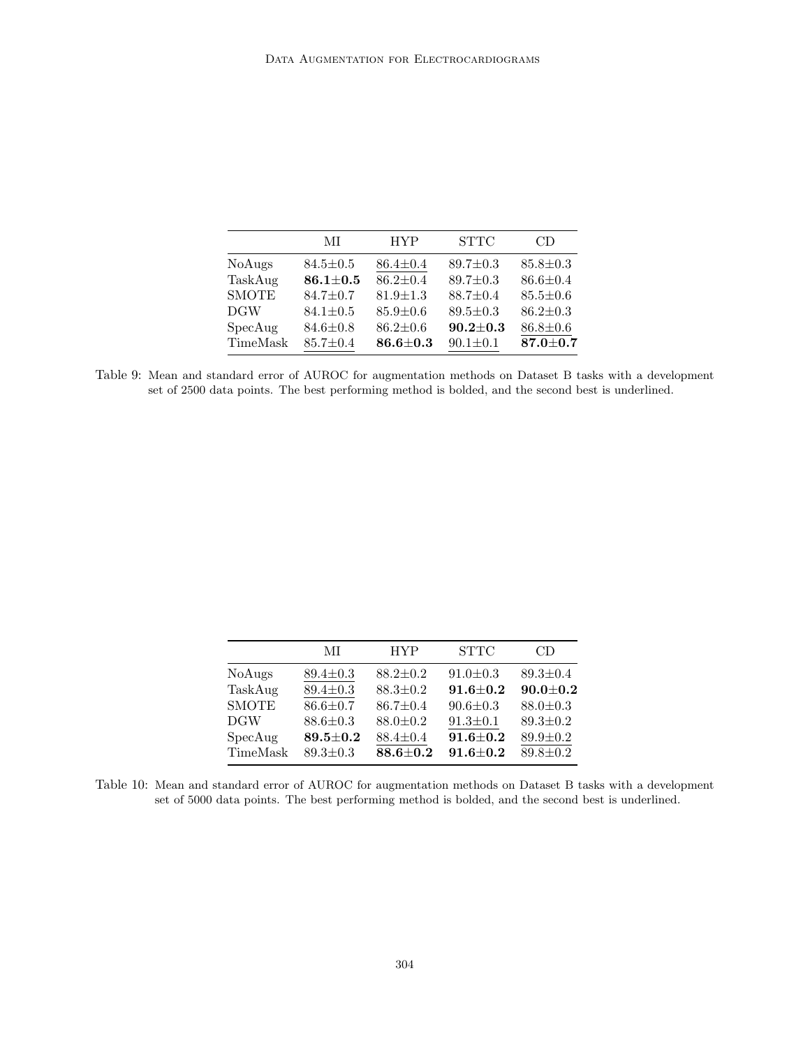|  | MI | HYP | STTC | CD |
|---|---|---|---|---|
| NoAugs | 84.5±0.5 | <u>86.4±0.4</u> | 89.7±0.3 | 85.8±0.3 |
| TaskAug | **86.1±0.5** | 86.2±0.4 | 89.7±0.3 | 86.6±0.4 |
| SMOTE | 84.7±0.7 | 81.9±1.3 | 88.7±0.4 | 85.5±0.6 |
| DGW | 84.1±0.5 | 85.9±0.6 | 89.5±0.3 | 86.2±0.3 |
| SpecAug | 84.6±0.8 | 86.2±0.6 | **90.2±0.3** | <u>86.8±0.6</u> |
| TimeMask | <u>85.7±0.4</u> | **86.6±0.3** | <u>90.1±0.1</u> | **87.0±0.7** |

Table 9: Mean and standard error of AUROC for augmentation methods on Dataset B tasks with a development set of 2500 data points. The best performing method is bolded, and the second best is underlined.

|  | MI | HYP | STTC | CD |
|---|---|---|---|---|
| NoAugs | <u>89.4±0.3</u> | 88.2±0.2 | 91.0±0.3 | 89.3±0.4 |
| TaskAug | <u>89.4±0.3</u> | 88.3±0.2 | **91.6±0.2** | **90.0±0.2** |
| SMOTE | 86.6±0.7 | 86.7±0.4 | 90.6±0.3 | 88.0±0.3 |
| DGW | 88.6±0.3 | 88.0±0.2 | <u>91.3±0.1</u> | 89.3±0.2 |
| SpecAug | **89.5±0.2** | <u>88.4±0.4</u> | **91.6±0.2** | <u>89.9±0.2</u> |
| TimeMask | 89.3±0.3 | **88.6±0.2** | **91.6±0.2** | 89.8±0.2 |

Table 10: Mean and standard error of AUROC for augmentation methods on Dataset B tasks with a development set of 5000 data points. The best performing method is bolded, and the second best is underlined.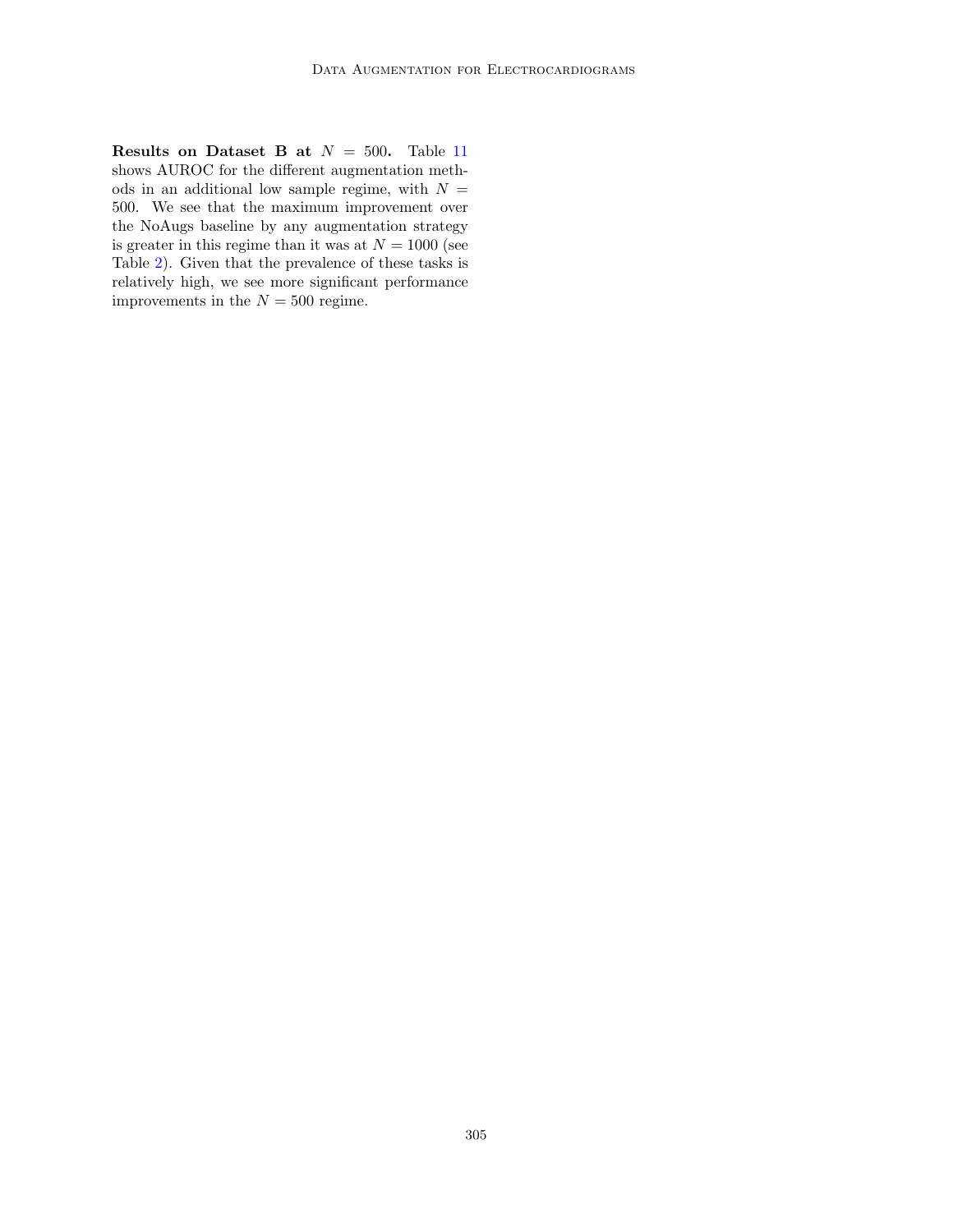**Results on Dataset B at $N = 500$.** Table 11 shows AUROC for the different augmentation methods in an additional low sample regime, with $N = 500$. We see that the maximum improvement over the NoAugs baseline by any augmentation strategy is greater in this regime than it was at $N = 1000$ (see Table 2). Given that the prevalence of these tasks is relatively high, we see more significant performance improvements in the $N = 500$ regime.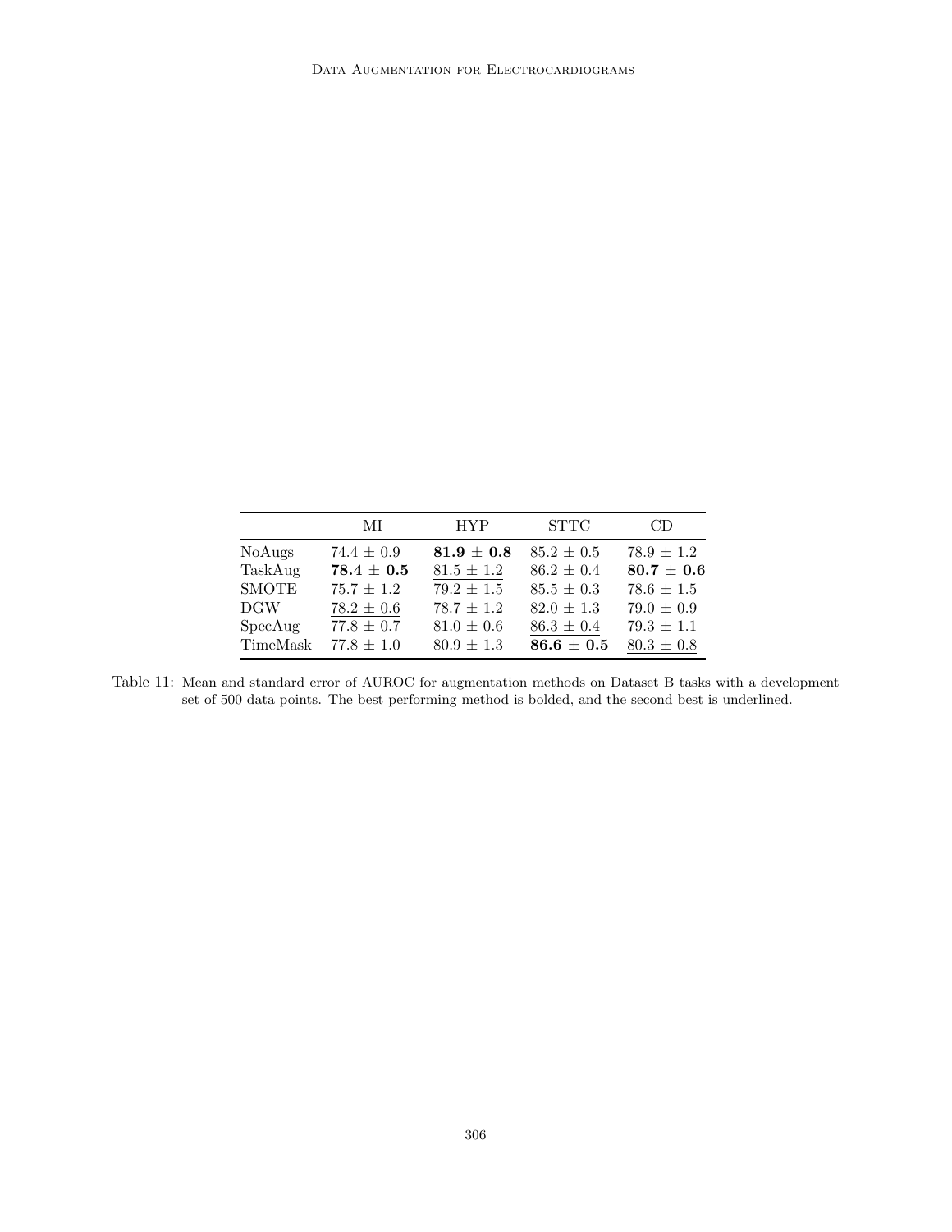| | MI | HYP | STTC | CD |
|---|---|---|---|---|
| NoAugs | $74.4 \pm 0.9$ | $\mathbf{81.9 \pm 0.8}$ | $85.2 \pm 0.5$ | $78.9 \pm 1.2$ |
| TaskAug | $\mathbf{78.4 \pm 0.5}$ | $\underline{81.5 \pm 1.2}$ | $86.2 \pm 0.4$ | $\mathbf{80.7 \pm 0.6}$ |
| SMOTE | $75.7 \pm 1.2$ | $79.2 \pm 1.5$ | $85.5 \pm 0.3$ | $78.6 \pm 1.5$ |
| DGW | $\underline{78.2 \pm 0.6}$ | $78.7 \pm 1.2$ | $82.0 \pm 1.3$ | $79.0 \pm 0.9$ |
| SpecAug | $77.8 \pm 0.7$ | $81.0 \pm 0.6$ | $\underline{86.3 \pm 0.4}$ | $79.3 \pm 1.1$ |
| TimeMask | $77.8 \pm 1.0$ | $80.9 \pm 1.3$ | $\mathbf{86.6 \pm 0.5}$ | $\underline{80.3 \pm 0.8}$ |

Table 11: Mean and standard error of AUROC for augmentation methods on Dataset B tasks with a development set of 500 data points. The best performing method is bolded, and the second best is underlined.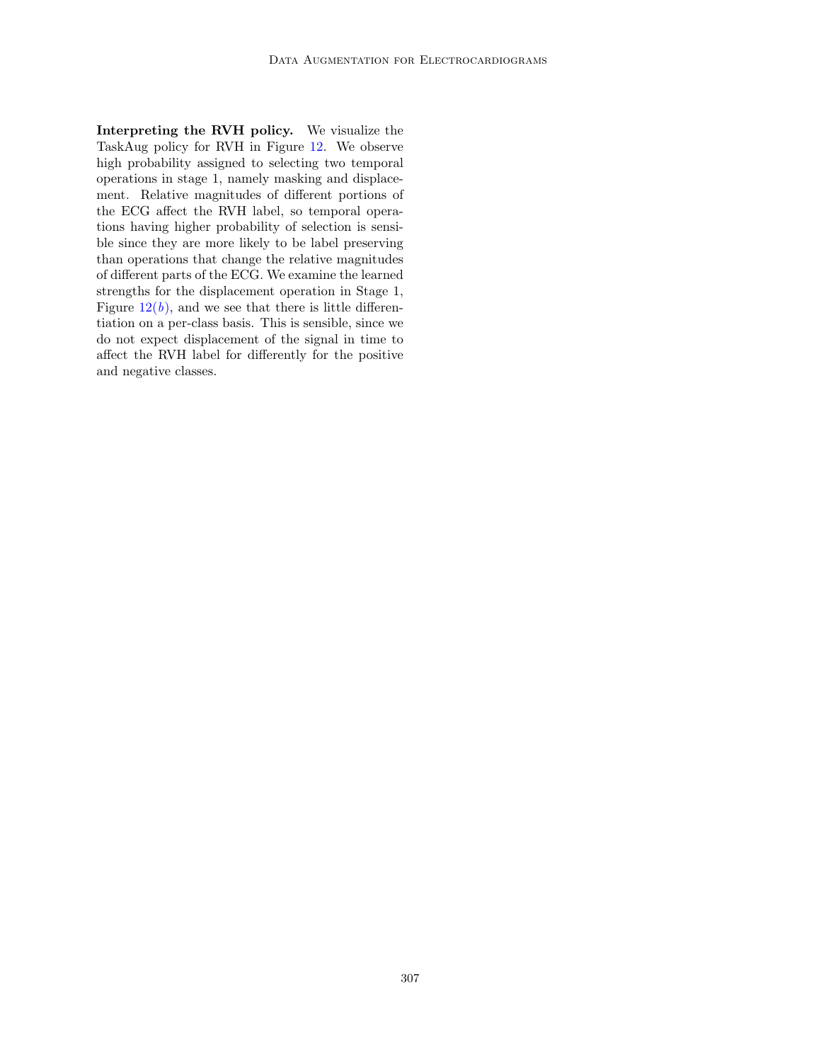**Interpreting the RVH policy.** We visualize the TaskAug policy for RVH in Figure 12. We observe high probability assigned to selecting two temporal operations in stage 1, namely masking and displacement. Relative magnitudes of different portions of the ECG affect the RVH label, so temporal operations having higher probability of selection is sensible since they are more likely to be label preserving than operations that change the relative magnitudes of different parts of the ECG. We examine the learned strengths for the displacement operation in Stage 1, Figure 12(*b*), and we see that there is little differentiation on a per-class basis. This is sensible, since we do not expect displacement of the signal in time to affect the RVH label for differently for the positive and negative classes.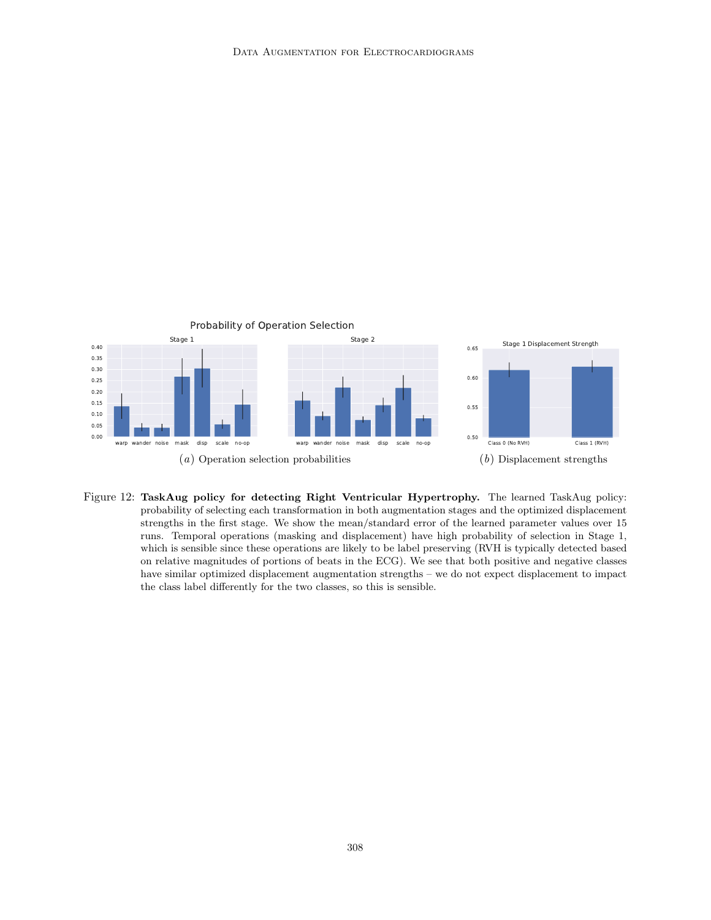(a) Operation selection probabilities

(b) Displacement strengths

Figure 12: **TaskAug policy for detecting Right Ventricular Hypertrophy.** The learned TaskAug policy: probability of selecting each transformation in both augmentation stages and the optimized displacement strengths in the first stage. We show the mean/standard error of the learned parameter values over 15 runs. Temporal operations (masking and displacement) have high probability of selection in Stage 1, which is sensible since these operations are likely to be label preserving (RVH is typically detected based on relative magnitudes of portions of beats in the ECG). We see that both positive and negative classes have similar optimized displacement augmentation strengths – we do not expect displacement to impact the class label differently for the two classes, so this is sensible.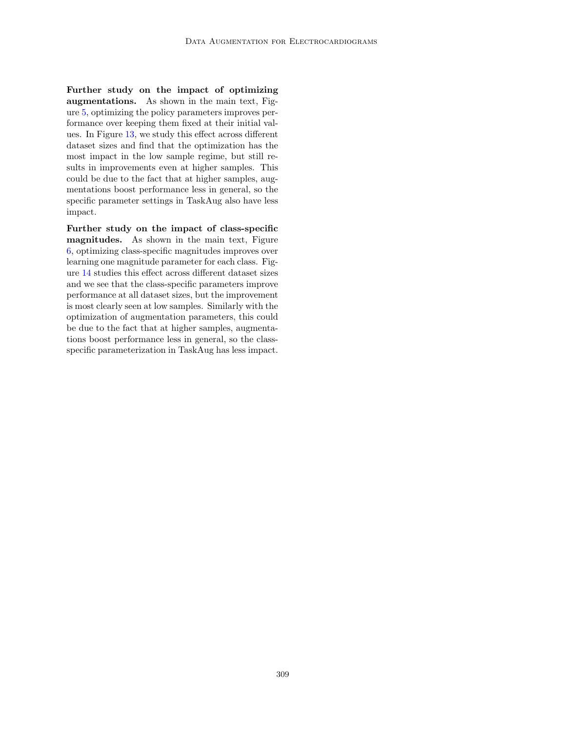**Further study on the impact of optimizing augmentations.** As shown in the main text, Figure 5, optimizing the policy parameters improves performance over keeping them fixed at their initial values. In Figure 13, we study this effect across different dataset sizes and find that the optimization has the most impact in the low sample regime, but still results in improvements even at higher samples. This could be due to the fact that at higher samples, augmentations boost performance less in general, so the specific parameter settings in TaskAug also have less impact.

**Further study on the impact of class-specific magnitudes.** As shown in the main text, Figure 6, optimizing class-specific magnitudes improves over learning one magnitude parameter for each class. Figure 14 studies this effect across different dataset sizes and we see that the class-specific parameters improve performance at all dataset sizes, but the improvement is most clearly seen at low samples. Similarly with the optimization of augmentation parameters, this could be due to the fact that at higher samples, augmentations boost performance less in general, so the class-specific parameterization in TaskAug has less impact.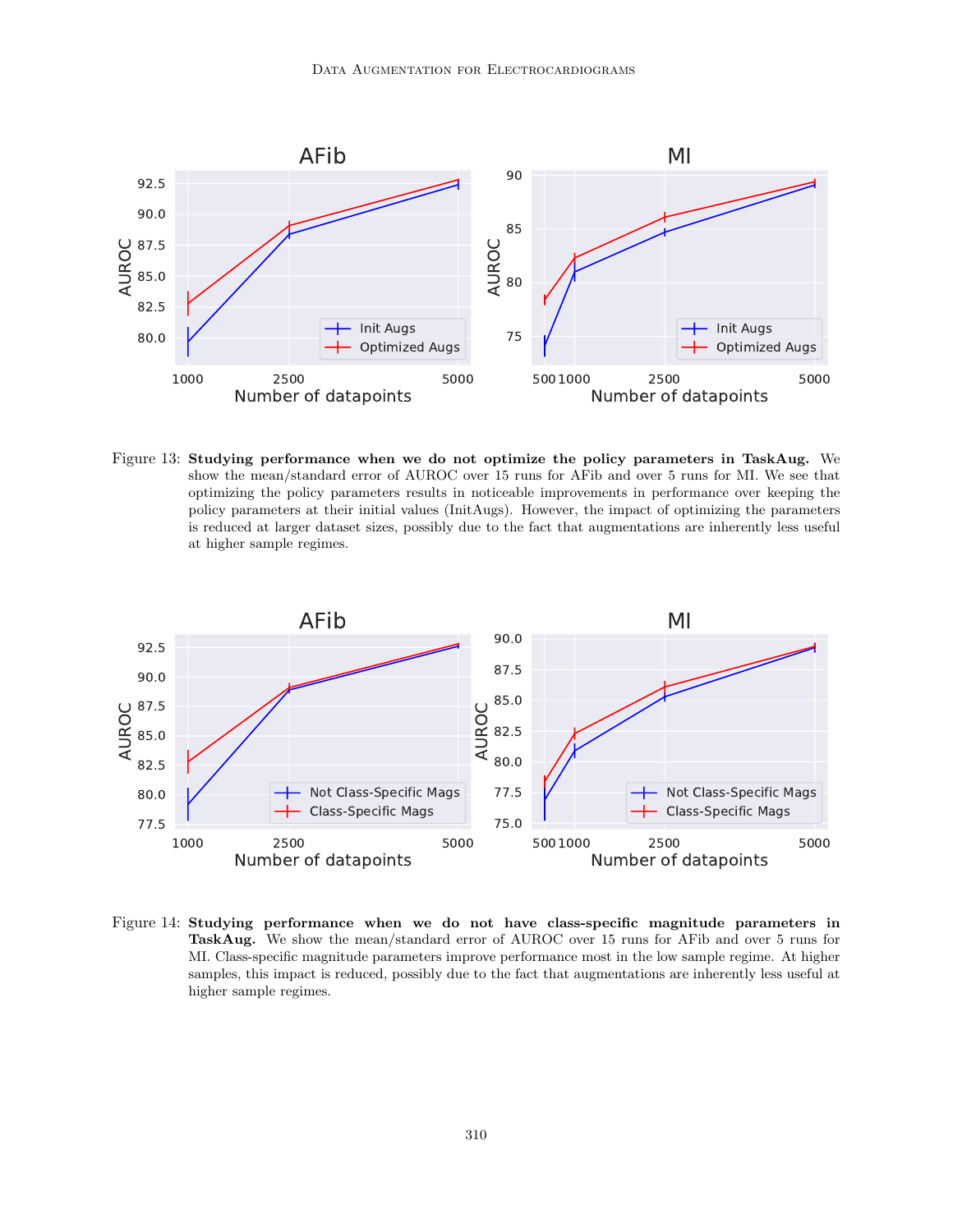AFib

AUROC

92.5
90.0
87.5
85.0
82.5
80.0

1000
2500
5000

Number of datapoints

Init Augs
Optimized Augs

MI

AUROC

90
85
80
75

500
1000
2500
5000

Number of datapoints

Init Augs
Optimized Augs

Figure 13: **Studying performance when we do not optimize the policy parameters in TaskAug.** We show the mean/standard error of AUROC over 15 runs for AFib and over 5 runs for MI. We see that optimizing the policy parameters results in noticeable improvements in performance over keeping the policy parameters at their initial values (InitAugs). However, the impact of optimizing the parameters is reduced at larger dataset sizes, possibly due to the fact that augmentations are inherently less useful at higher sample regimes.

AFib

AUROC

92.5
90.0
87.5
85.0
82.5
80.0
77.5

1000
2500
5000

Number of datapoints

Not Class-Specific Mags
Class-Specific Mags

MI

AUROC

90.0
87.5
85.0
82.5
80.0
77.5
75.0

500
1000
2500
5000

Number of datapoints

Not Class-Specific Mags
Class-Specific Mags

Figure 14: **Studying performance when we do not have class-specific magnitude parameters in TaskAug.** We show the mean/standard error of AUROC over 15 runs for AFib and over 5 runs for MI. Class-specific magnitude parameters improve performance most in the low sample regime. At higher samples, this impact is reduced, possibly due to the fact that augmentations are inherently less useful at higher sample regimes.